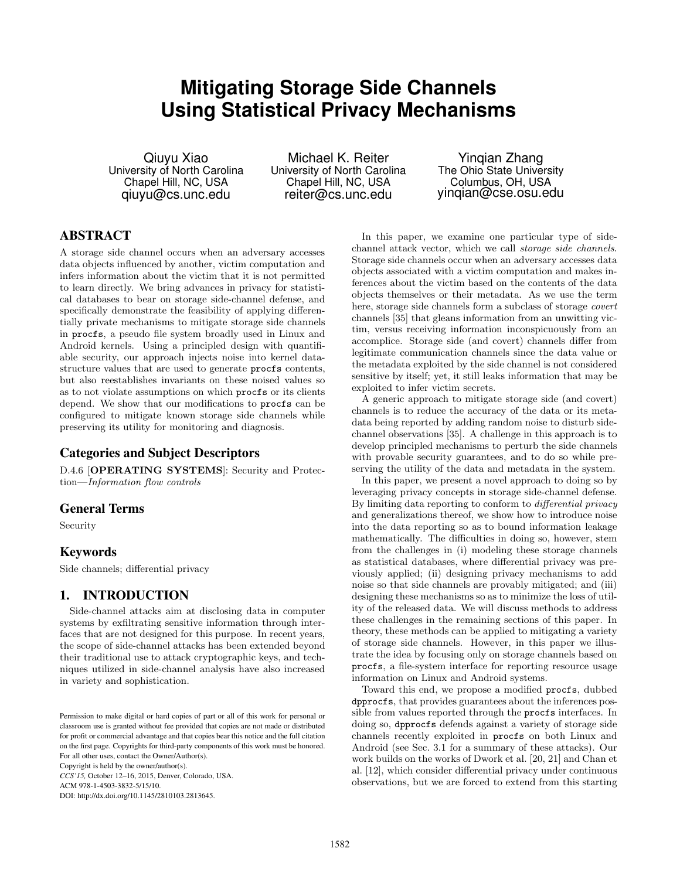# Mitigating Storage Side Channels Using Statistical Privacy Mechanisms

Qiuyu Xiao
University of North Carolina
Chapel Hill, NC, USA
qiuyu@cs.unc.edu

Michael K. Reiter
University of North Carolina
Chapel Hill, NC, USA
reiter@cs.unc.edu

Yinqian Zhang
The Ohio State University
Columbus, OH, USA
yinqian@cse.osu.edu

## ABSTRACT

A storage side channel occurs when an adversary accesses data objects influenced by another, victim computation and infers information about the victim that it is not permitted to learn directly. We bring advances in privacy for statistical databases to bear on storage side-channel defense, and specifically demonstrate the feasibility of applying differentially private mechanisms to mitigate storage side channels in `procfs`, a pseudo file system broadly used in Linux and Android kernels. Using a principled design with quantifiable security, our approach injects noise into kernel data-structure values that are used to generate `procfs` contents, but also reestablishes invariants on these noised values so as to not violate assumptions on which `procfs` or its clients depend. We show that our modifications to `procfs` can be configured to mitigate known storage side channels while preserving its utility for monitoring and diagnosis.

## Categories and Subject Descriptors

D.4.6 [**OPERATING SYSTEMS**]: Security and Protection—*Information flow controls*

## General Terms

Security

## Keywords

Side channels; differential privacy

## 1. INTRODUCTION

Side-channel attacks aim at disclosing data in computer systems by exfiltrating sensitive information through interfaces that are not designed for this purpose. In recent years, the scope of side-channel attacks has been extended beyond their traditional use to attack cryptographic keys, and techniques utilized in side-channel analysis have also increased in variety and sophistication.

Permission to make digital or hard copies of part or all of this work for personal or classroom use is granted without fee provided that copies are not made or distributed for profit or commercial advantage and that copies bear this notice and the full citation on the first page. Copyrights for third-party components of this work must be honored. For all other uses, contact the Owner/Author(s).
Copyright is held by the owner/author(s).
*CCS'15*, October 12–16, 2015, Denver, Colorado, USA.
ACM 978-1-4503-3832-5/15/10.
DOI: http://dx.doi.org/10.1145/2810103.2813645.

In this paper, we examine one particular type of side-channel attack vector, which we call *storage side channels*. Storage side channels occur when an adversary accesses data objects associated with a victim computation and makes inferences about the victim based on the contents of the data objects themselves or their metadata. As we use the term here, storage side channels form a subclass of storage *covert* channels [35] that gleans information from an unwitting victim, versus receiving information inconspicuously from an accomplice. Storage side (and covert) channels differ from legitimate communication channels since the data value or the metadata exploited by the side channel is not considered sensitive by itself; yet, it still leaks information that may be exploited to infer victim secrets.

A generic approach to mitigate storage side (and covert) channels is to reduce the accuracy of the data or its metadata being reported by adding random noise to disturb side-channel observations [35]. A challenge in this approach is to develop principled mechanisms to perturb the side channels with provable security guarantees, and to do so while preserving the utility of the data and metadata in the system.

In this paper, we present a novel approach to doing so by leveraging privacy concepts in storage side-channel defense. By limiting data reporting to conform to *differential privacy* and generalizations thereof, we show how to introduce noise into the data reporting so as to bound information leakage mathematically. The difficulties in doing so, however, stem from the challenges in (i) modeling these storage channels as statistical databases, where differential privacy was previously applied; (ii) designing privacy mechanisms to add noise so that side channels are provably mitigated; and (iii) designing these mechanisms so as to minimize the loss of utility of the released data. We will discuss methods to address these challenges in the remaining sections of this paper. In theory, these methods can be applied to mitigating a variety of storage side channels. However, in this paper we illustrate the idea by focusing only on storage channels based on `procfs`, a file-system interface for reporting resource usage information on Linux and Android systems.

Toward this end, we propose a modified `procfs`, dubbed `dpprocfs`, that provides guarantees about the inferences possible from values reported through the `procfs` interfaces. In doing so, `dpprocfs` defends against a variety of storage side channels recently exploited in `procfs` on both Linux and Android (see Sec. 3.1 for a summary of these attacks). Our work builds on the works of Dwork et al. [20, 21] and Chan et al. [12], which consider differential privacy under continuous observations, but we are forced to extend from this starting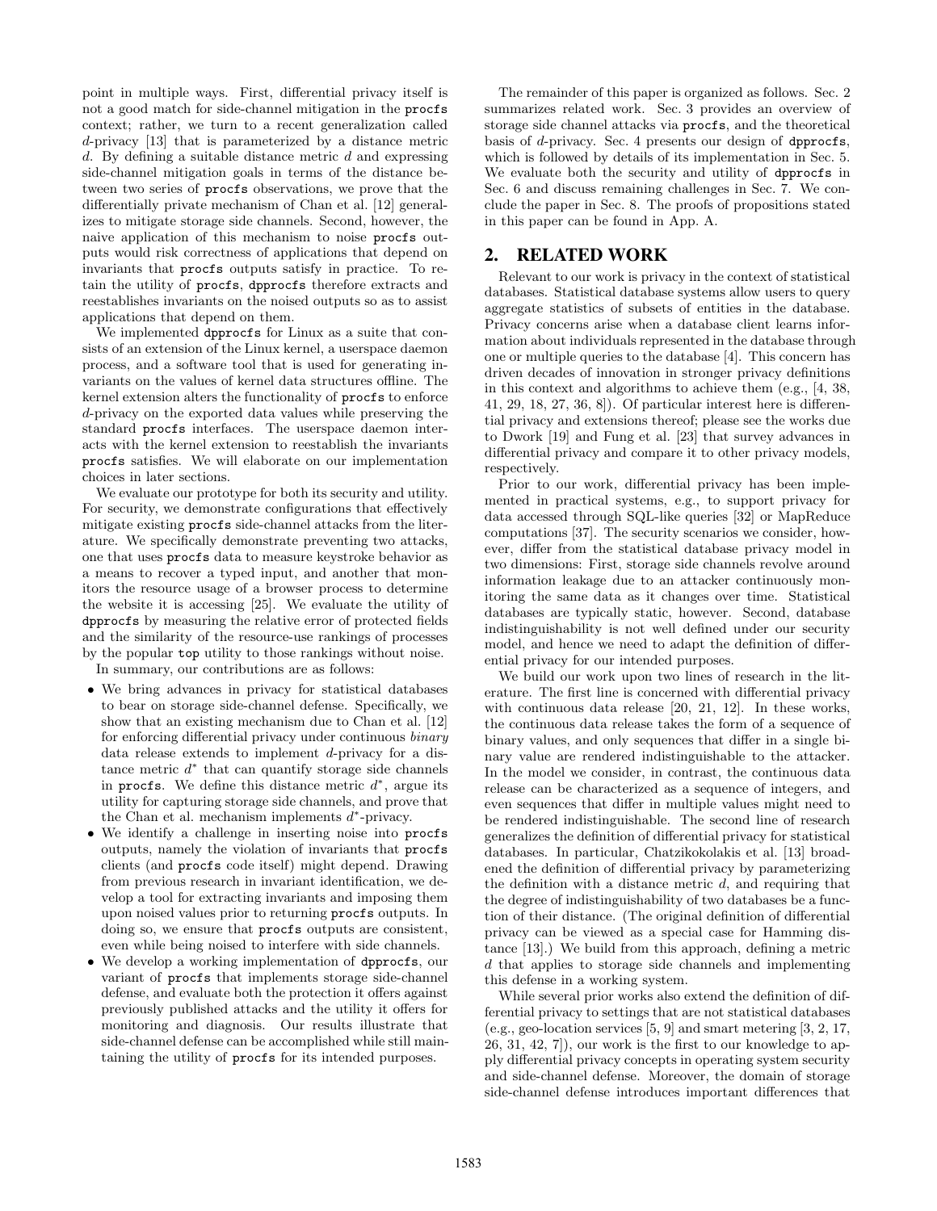point in multiple ways. First, differential privacy itself is not a good match for side-channel mitigation in the procfs context; rather, we turn to a recent generalization called $d$-privacy [13] that is parameterized by a distance metric $d$. By defining a suitable distance metric $d$ and expressing side-channel mitigation goals in terms of the distance between two series of procfs observations, we prove that the differentially private mechanism of Chan et al. [12] generalizes to mitigate storage side channels. Second, however, the naive application of this mechanism to noise procfs outputs would risk correctness of applications that depend on invariants that procfs outputs satisfy in practice. To retain the utility of procfs, dpprocfs therefore extracts and reestablishes invariants on the noised outputs so as to assist applications that depend on them.

We implemented dpprocfs for Linux as a suite that consists of an extension of the Linux kernel, a userspace daemon process, and a software tool that is used for generating invariants on the values of kernel data structures offline. The kernel extension alters the functionality of procfs to enforce $d$-privacy on the exported data values while preserving the standard procfs interfaces. The userspace daemon interacts with the kernel extension to reestablish the invariants procfs satisfies. We will elaborate on our implementation choices in later sections.

We evaluate our prototype for both its security and utility. For security, we demonstrate configurations that effectively mitigate existing procfs side-channel attacks from the literature. We specifically demonstrate preventing two attacks, one that uses procfs data to measure keystroke behavior as a means to recover a typed input, and another that monitors the resource usage of a browser process to determine the website it is accessing [25]. We evaluate the utility of dpprocfs by measuring the relative error of protected fields and the similarity of the resource-use rankings of processes by the popular top utility to those rankings without noise.

In summary, our contributions are as follows:

- We bring advances in privacy for statistical databases to bear on storage side-channel defense. Specifically, we show that an existing mechanism due to Chan et al. [12] for enforcing differential privacy under continuous *binary* data release extends to implement $d$-privacy for a distance metric $d^*$ that can quantify storage side channels in procfs. We define this distance metric $d^*$, argue its utility for capturing storage side channels, and prove that the Chan et al. mechanism implements $d^*$-privacy.
- We identify a challenge in inserting noise into procfs outputs, namely the violation of invariants that procfs clients (and procfs code itself) might depend. Drawing from previous research in invariant identification, we develop a tool for extracting invariants and imposing them upon noised values prior to returning procfs outputs. In doing so, we ensure that procfs outputs are consistent, even while being noised to interfere with side channels.
- We develop a working implementation of dpprocfs, our variant of procfs that implements storage side-channel defense, and evaluate both the protection it offers against previously published attacks and the utility it offers for monitoring and diagnosis. Our results illustrate that side-channel defense can be accomplished while still maintaining the utility of procfs for its intended purposes.

The remainder of this paper is organized as follows. Sec. 2 summarizes related work. Sec. 3 provides an overview of storage side channel attacks via procfs, and the theoretical basis of $d$-privacy. Sec. 4 presents our design of dpprocfs, which is followed by details of its implementation in Sec. 5. We evaluate both the security and utility of dpprocfs in Sec. 6 and discuss remaining challenges in Sec. 7. We conclude the paper in Sec. 8. The proofs of propositions stated in this paper can be found in App. A.

## 2. RELATED WORK

Relevant to our work is privacy in the context of statistical databases. Statistical database systems allow users to query aggregate statistics of subsets of entities in the database. Privacy concerns arise when a database client learns information about individuals represented in the database through one or multiple queries to the database [4]. This concern has driven decades of innovation in stronger privacy definitions in this context and algorithms to achieve them (e.g., [4, 38, 41, 29, 18, 27, 36, 8]). Of particular interest here is differential privacy and extensions thereof; please see the works due to Dwork [19] and Fung et al. [23] that survey advances in differential privacy and compare it to other privacy models, respectively.

Prior to our work, differential privacy has been implemented in practical systems, e.g., to support privacy for data accessed through SQL-like queries [32] or MapReduce computations [37]. The security scenarios we consider, however, differ from the statistical database privacy model in two dimensions: First, storage side channels revolve around information leakage due to an attacker continuously monitoring the same data as it changes over time. Statistical databases are typically static, however. Second, database indistinguishability is not well defined under our security model, and hence we need to adapt the definition of differential privacy for our intended purposes.

We build our work upon two lines of research in the literature. The first line is concerned with differential privacy with continuous data release [20, 21, 12]. In these works, the continuous data release takes the form of a sequence of binary values, and only sequences that differ in a single binary value are rendered indistinguishable to the attacker. In the model we consider, in contrast, the continuous data release can be characterized as a sequence of integers, and even sequences that differ in multiple values might need to be rendered indistinguishable. The second line of research generalizes the definition of differential privacy for statistical databases. In particular, Chatzikokolakis et al. [13] broadened the definition of differential privacy by parameterizing the definition with a distance metric $d$, and requiring that the degree of indistinguishability of two databases be a function of their distance. (The original definition of differential privacy can be viewed as a special case for Hamming distance [13].) We build from this approach, defining a metric $d$ that applies to storage side channels and implementing this defense in a working system.

While several prior works also extend the definition of differential privacy to settings that are not statistical databases (e.g., geo-location services [5, 9] and smart metering [3, 2, 17, 26, 31, 42, 7]), our work is the first to our knowledge to apply differential privacy concepts in operating system security and side-channel defense. Moreover, the domain of storage side-channel defense introduces important differences that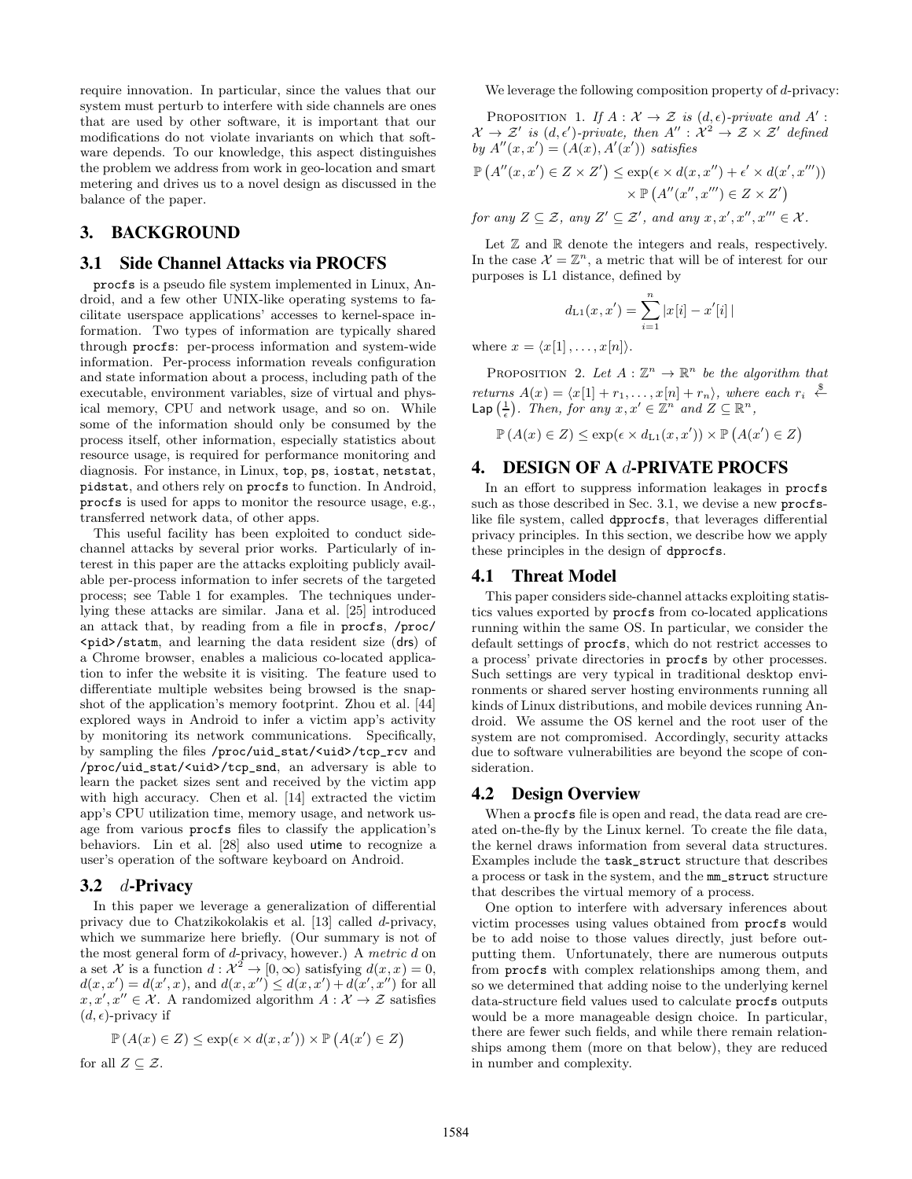require innovation. In particular, since the values that our system must perturb to interfere with side channels are ones that are used by other software, it is important that our modifications do not violate invariants on which that software depends. To our knowledge, this aspect distinguishes the problem we address from work in geo-location and smart metering and drives us to a novel design as discussed in the balance of the paper.

## 3. BACKGROUND

### 3.1 Side Channel Attacks via PROCFS

`procfs` is a pseudo file system implemented in Linux, Android, and a few other UNIX-like operating systems to facilitate userspace applications' accesses to kernel-space information. Two types of information are typically shared through `procfs`: per-process information and system-wide information. Per-process information reveals configuration and state information about a process, including path of the executable, environment variables, size of virtual and physical memory, CPU and network usage, and so on. While some of the information should only be consumed by the process itself, other information, especially statistics about resource usage, is required for performance monitoring and diagnosis. For instance, in Linux, `top`, `ps`, `iostat`, `netstat`, `pidstat`, and others rely on `procfs` to function. In Android, `procfs` is used for apps to monitor the resource usage, e.g., transferred network data, of other apps.

This useful facility has been exploited to conduct side-channel attacks by several prior works. Particularly of interest in this paper are the attacks exploiting publicly available per-process information to infer secrets of the targeted process; see Table 1 for examples. The techniques underlying these attacks are similar. Jana et al. [25] introduced an attack that, by reading from a file in `procfs`, `/proc/<pid>/statm`, and learning the data resident size (`drs`) of a Chrome browser, enables a malicious co-located application to infer the website it is visiting. The feature used to differentiate multiple websites being browsed is the snapshot of the application's memory footprint. Zhou et al. [44] explored ways in Android to infer a victim app's activity by monitoring its network communications. Specifically, by sampling the files `/proc/uid_stat/<uid>/tcp_rcv` and `/proc/uid_stat/<uid>/tcp_snd`, an adversary is able to learn the packet sizes sent and received by the victim app with high accuracy. Chen et al. [14] extracted the victim app's CPU utilization time, memory usage, and network usage from various `procfs` files to classify the application's behaviors. Lin et al. [28] also used `utime` to recognize a user's operation of the software keyboard on Android.

### 3.2 $d$-Privacy

In this paper we leverage a generalization of differential privacy due to Chatzikokolakis et al. [13] called $d$-privacy, which we summarize here briefly. (Our summary is not of the most general form of $d$-privacy, however.) A *metric* $d$ on a set $\mathcal{X}$ is a function $d : \mathcal{X}^2 \to [0, \infty)$ satisfying $d(x, x) = 0$, $d(x, x') = d(x', x)$, and $d(x, x'') \le d(x, x') + d(x', x'')$ for all $x, x', x'' \in \mathcal{X}$. A randomized algorithm $A : \mathcal{X} \to \mathcal{Z}$ satisfies $(d, \epsilon)$-privacy if

$$\mathbb{P}\left(A(x) \in Z\right) \le \exp(\epsilon \times d(x, x')) \times \mathbb{P}\left(A(x') \in Z\right)$$

for all $Z \subseteq \mathcal{Z}$.

We leverage the following composition property of $d$-privacy:

PROPOSITION 1. *If $A : \mathcal{X} \to \mathcal{Z}$ is $(d, \epsilon)$-private and $A' : \mathcal{X} \to \mathcal{Z}'$ is $(d, \epsilon')$-private, then $A'' : \mathcal{X}^2 \to \mathcal{Z} \times \mathcal{Z}'$ defined by $A''(x, x') = (A(x), A'(x'))$ satisfies*

$$\mathbb{P}\left(A''(x, x') \in Z \times Z'\right) \le \exp(\epsilon \times d(x, x'') + \epsilon' \times d(x', x''')) \times \mathbb{P}\left(A''(x'', x''') \in Z \times Z'\right)$$

*for any $Z \subseteq \mathcal{Z}$, any $Z' \subseteq \mathcal{Z}'$, and any $x, x', x'', x''' \in \mathcal{X}$.*

Let $\mathbb{Z}$ and $\mathbb{R}$ denote the integers and reals, respectively. In the case $\mathcal{X} = \mathbb{Z}^n$, a metric that will be of interest for our purposes is L1 distance, defined by

$$d_{\mathrm{L1}}(x, x') = \sum_{i=1}^{n} |x[i] - x'[i]|$$

where $x = \langle x[1], \ldots, x[n] \rangle$.

PROPOSITION 2. *Let $A : \mathbb{Z}^n \to \mathbb{R}^n$ be the algorithm that returns $A(x) = \langle x[1] + r_1, \ldots, x[n] + r_n \rangle$, where each $r_i \xleftarrow{\$} \mathsf{Lap}\left(\frac{1}{\epsilon}\right)$. Then, for any $x, x' \in \mathbb{Z}^n$ and $Z \subseteq \mathbb{R}^n$,*

$$\mathbb{P}\left(A(x) \in Z\right) \le \exp(\epsilon \times d_{\mathrm{L1}}(x, x')) \times \mathbb{P}\left(A(x') \in Z\right)$$

## 4. DESIGN OF A $d$-PRIVATE PROCFS

In an effort to suppress information leakages in `procfs` such as those described in Sec. 3.1, we devise a new `procfs`-like file system, called `dpprocfs`, that leverages differential privacy principles. In this section, we describe how we apply these principles in the design of `dpprocfs`.

### 4.1 Threat Model

This paper considers side-channel attacks exploiting statistics values exported by `procfs` from co-located applications running within the same OS. In particular, we consider the default settings of `procfs`, which do not restrict accesses to a process' private directories in `procfs` by other processes. Such settings are very typical in traditional desktop environments or shared server hosting environments running all kinds of Linux distributions, and mobile devices running Android. We assume the OS kernel and the root user of the system are not compromised. Accordingly, security attacks due to software vulnerabilities are beyond the scope of consideration.

### 4.2 Design Overview

When a `procfs` file is open and read, the data read are created on-the-fly by the Linux kernel. To create the file data, the kernel draws information from several data structures. Examples include the `task_struct` structure that describes a process or task in the system, and the `mm_struct` structure that describes the virtual memory of a process.

One option to interfere with adversary inferences about victim processes using values obtained from `procfs` would be to add noise to those values directly, just before outputting them. Unfortunately, there are numerous outputs from `procfs` with complex relationships among them, and so we determined that adding noise to the underlying kernel data-structure field values used to calculate `procfs` outputs would be a more manageable design choice. In particular, there are fewer such fields, and while there remain relationships among them (more on that below), they are reduced in number and complexity.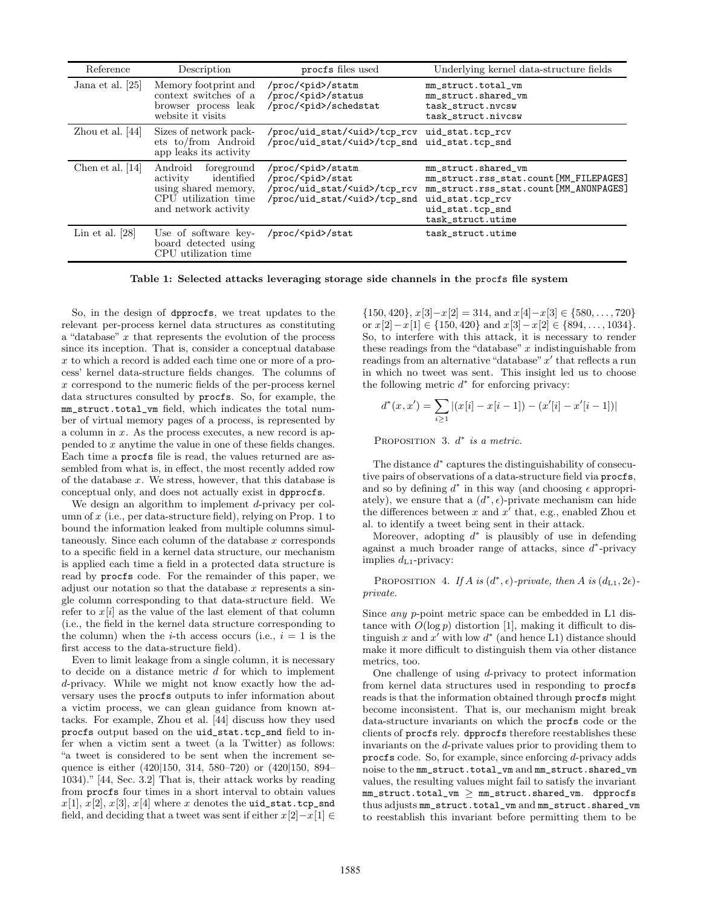| Reference | Description | procfs files used | Underlying kernel data-structure fields |
| --- | --- | --- | --- |
| Jana et al. [25] | Memory footprint and context switches of a browser process leak website it visits | /proc/<pid>/statm<br>/proc/<pid>/status<br>/proc/<pid>/schedstat | mm_struct.total_vm<br>mm_struct.shared_vm<br>task_struct.nvcsw<br>task_struct.nivcsw |
| Zhou et al. [44] | Sizes of network packets to/from Android app leaks its activity | /proc/uid_stat/<uid>/tcp_rcv<br>/proc/uid_stat/<uid>/tcp_snd | uid_stat.tcp_rcv<br>uid_stat.tcp_snd |
| Chen et al. [14] | Android foreground activity identified using shared memory, CPU utilization time and network activity | /proc/<pid>/statm<br>/proc/<pid>/stat<br>/proc/uid_stat/<uid>/tcp_rcv<br>/proc/uid_stat/<uid>/tcp_snd | mm_struct.shared_vm<br>mm_struct.rss_stat.count[MM_FILEPAGES]<br>mm_struct.rss_stat.count[MM_ANONPAGES]<br>uid_stat.tcp_rcv<br>uid_stat.tcp_snd<br>task_struct.utime |
| Lin et al. [28] | Use of software keyboard detected using CPU utilization time | /proc/<pid>/stat | task_struct.utime |

**Table 1: Selected attacks leveraging storage side channels in the procfs file system**

So, in the design of dpprocfs, we treat updates to the relevant per-process kernel data structures as constituting a "database" $x$ that represents the evolution of the process since its inception. That is, consider a conceptual database $x$ to which a record is added each time one or more of a process' kernel data-structure fields changes. The columns of $x$ correspond to the numeric fields of the per-process kernel data structures consulted by procfs. So, for example, the mm_struct.total_vm field, which indicates the total number of virtual memory pages of a process, is represented by a column in $x$. As the process executes, a new record is appended to $x$ anytime the value in one of these fields changes. Each time a procfs file is read, the values returned are assembled from what is, in effect, the most recently added row of the database $x$. We stress, however, that this database is conceptual only, and does not actually exist in dpprocfs.

We design an algorithm to implement $d$-privacy per column of $x$ (i.e., per data-structure field), relying on Prop. 1 to bound the information leaked from multiple columns simultaneously. Since each column of the database $x$ corresponds to a specific field in a kernel data structure, our mechanism is applied each time a field in a protected data structure is read by procfs code. For the remainder of this paper, we adjust our notation so that the database $x$ represents a single column corresponding to that data-structure field. We refer to $x[i]$ as the value of the last element of that column (i.e., the field in the kernel data structure corresponding to the column) when the $i$-th access occurs (i.e., $i = 1$ is the first access to the data-structure field).

Even to limit leakage from a single column, it is necessary to decide on a distance metric $d$ for which to implement $d$-privacy. While we might not know exactly how the adversary uses the procfs outputs to infer information about a victim process, we can glean guidance from known attacks. For example, Zhou et al. [44] discuss how they used procfs output based on the uid_stat.tcp_snd field to infer when a victim sent a tweet (a la Twitter) as follows: "a tweet is considered to be sent when the increment sequence is either (420|150, 314, 580–720) or (420|150, 894–1034)." [44, Sec. 3.2] That is, their attack works by reading from procfs four times in a short interval to obtain values $x[1]$, $x[2]$, $x[3]$, $x[4]$ where $x$ denotes the uid_stat.tcp_snd field, and deciding that a tweet was sent if either $x[2]-x[1] \in \{150, 420\}$, $x[3]-x[2] = 314$, and $x[4]-x[3] \in \{580, \ldots, 720\}$ or $x[2]-x[1] \in \{150, 420\}$ and $x[3]-x[2] \in \{894, \ldots, 1034\}$. So, to interfere with this attack, it is necessary to render these readings from the "database" $x$ indistinguishable from readings from an alternative "database" $x'$ that reflects a run in which no tweet was sent. This insight led us to choose the following metric $d^*$ for enforcing privacy:

$$d^*(x, x') = \sum_{i \geq 1} |(x[i] - x[i-1]) - (x'[i] - x'[i-1])|$$

Proposition 3. *$d^*$ is a metric.*

The distance $d^*$ captures the distinguishability of consecutive pairs of observations of a data-structure field via procfs, and so by defining $d^*$ in this way (and choosing $\epsilon$ appropriately), we ensure that a $(d^*, \epsilon)$-private mechanism can hide the differences between $x$ and $x'$ that, e.g., enabled Zhou et al. to identify a tweet being sent in their attack.

Moreover, adopting $d^*$ is plausibly of use in defending against a much broader range of attacks, since $d^*$-privacy implies $d_{L1}$-privacy:

Proposition 4. *If $A$ is $(d^*, \epsilon)$-private, then $A$ is $(d_{L1}, 2\epsilon)$-private.*

Since *any* $p$-point metric space can be embedded in L1 distance with $O(\log p)$ distortion [1], making it difficult to distinguish $x$ and $x'$ with low $d^*$ (and hence L1) distance should make it more difficult to distinguish them via other distance metrics, too.

One challenge of using $d$-privacy to protect information from kernel data structures used in responding to procfs reads is that the information obtained through procfs might become inconsistent. That is, our mechanism might break data-structure invariants on which the procfs code or the clients of procfs rely. dpprocfs therefore reestablishes these invariants on the $d$-private values prior to providing them to procfs code. So, for example, since enforcing $d$-privacy adds noise to the mm_struct.total_vm and mm_struct.shared_vm values, the resulting values might fail to satisfy the invariant mm_struct.total_vm $\geq$ mm_struct.shared_vm. dpprocfs thus adjusts mm_struct.total_vm and mm_struct.shared_vm to reestablish this invariant before permitting them to be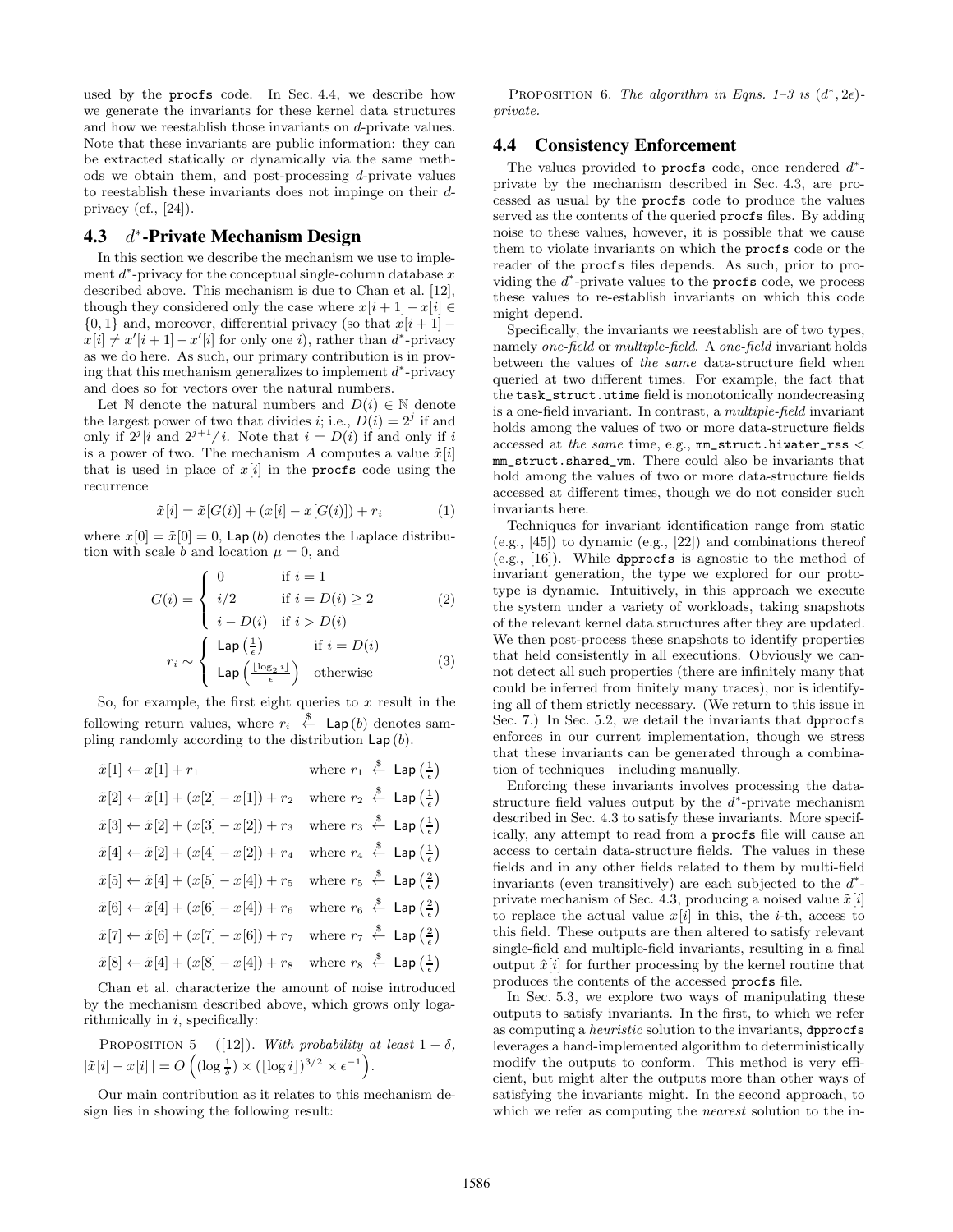used by the procfs code. In Sec. 4.4, we describe how we generate the invariants for these kernel data structures and how we reestablish those invariants on $d$-private values. Note that these invariants are public information: they can be extracted statically or dynamically via the same methods we obtain them, and post-processing $d$-private values to reestablish these invariants does not impinge on their $d$-privacy (cf., [24]).

### 4.3 $d^*$-Private Mechanism Design

In this section we describe the mechanism we use to implement $d^*$-privacy for the conceptual single-column database $x$ described above. This mechanism is due to Chan et al. [12], though they considered only the case where $x[i+1]-x[i] \in \{0,1\}$ and, moreover, differential privacy (so that $x[i+1]-x[i] \neq x'[i+1]-x'[i]$ for only one $i$), rather than $d^*$-privacy as we do here. As such, our primary contribution is in proving that this mechanism generalizes to implement $d^*$-privacy and does so for vectors over the natural numbers.

Let $\mathbb{N}$ denote the natural numbers and $D(i) \in \mathbb{N}$ denote the largest power of two that divides $i$; i.e., $D(i) = 2^j$ if and only if $2^j | i$ and $2^{j+1} \not| i$. Note that $i = D(i)$ if and only if $i$ is a power of two. The mechanism $A$ computes a value $\tilde{x}[i]$ that is used in place of $x[i]$ in the procfs code using the recurrence

$$\tilde{x}[i] = \tilde{x}[G(i)] + (x[i] - x[G(i)]) + r_i \tag{1}$$

where $x[0] = \tilde{x}[0] = 0$, $\mathsf{Lap}(b)$ denotes the Laplace distribution with scale $b$ and location $\mu = 0$, and

$$G(i) = \begin{cases} 0 & \text{if } i = 1 \\ i/2 & \text{if } i = D(i) \geq 2 \\ i - D(i) & \text{if } i > D(i) \end{cases} \tag{2}$$

$$r_i \sim \begin{cases} \mathsf{Lap}\left(\frac{1}{\epsilon}\right) & \text{if } i = D(i) \\ \mathsf{Lap}\left(\frac{\lfloor \log_2 i \rfloor}{\epsilon}\right) & \text{otherwise} \end{cases} \tag{3}$$

So, for example, the first eight queries to $x$ result in the following return values, where $r_i \overset{\$}{\leftarrow} \mathsf{Lap}(b)$ denotes sampling randomly according to the distribution $\mathsf{Lap}(b)$.

$$\begin{aligned}
&\tilde{x}[1] \leftarrow x[1] + r_1 && \text{where } r_1 \overset{\$}{\leftarrow} \mathsf{Lap}\left(\tfrac{1}{\epsilon}\right) \\
&\tilde{x}[2] \leftarrow \tilde{x}[1] + (x[2] - x[1]) + r_2 && \text{where } r_2 \overset{\$}{\leftarrow} \mathsf{Lap}\left(\tfrac{1}{\epsilon}\right) \\
&\tilde{x}[3] \leftarrow \tilde{x}[2] + (x[3] - x[2]) + r_3 && \text{where } r_3 \overset{\$}{\leftarrow} \mathsf{Lap}\left(\tfrac{1}{\epsilon}\right) \\
&\tilde{x}[4] \leftarrow \tilde{x}[2] + (x[4] - x[2]) + r_4 && \text{where } r_4 \overset{\$}{\leftarrow} \mathsf{Lap}\left(\tfrac{1}{\epsilon}\right) \\
&\tilde{x}[5] \leftarrow \tilde{x}[4] + (x[5] - x[4]) + r_5 && \text{where } r_5 \overset{\$}{\leftarrow} \mathsf{Lap}\left(\tfrac{2}{\epsilon}\right) \\
&\tilde{x}[6] \leftarrow \tilde{x}[4] + (x[6] - x[4]) + r_6 && \text{where } r_6 \overset{\$}{\leftarrow} \mathsf{Lap}\left(\tfrac{2}{\epsilon}\right) \\
&\tilde{x}[7] \leftarrow \tilde{x}[6] + (x[7] - x[6]) + r_7 && \text{where } r_7 \overset{\$}{\leftarrow} \mathsf{Lap}\left(\tfrac{2}{\epsilon}\right) \\
&\tilde{x}[8] \leftarrow \tilde{x}[4] + (x[8] - x[4]) + r_8 && \text{where } r_8 \overset{\$}{\leftarrow} \mathsf{Lap}\left(\tfrac{1}{\epsilon}\right)
\end{aligned}$$

Chan et al. characterize the amount of noise introduced by the mechanism described above, which grows only logarithmically in $i$, specifically:

PROPOSITION 5 ([12]). *With probability at least* $1-\delta$, $|\tilde{x}[i] - x[i]| = O\left((\log \frac{1}{\delta}) \times (\lfloor \log i \rfloor)^{3/2} \times \epsilon^{-1}\right)$.

Our main contribution as it relates to this mechanism design lies in showing the following result:

PROPOSITION 6. *The algorithm in Eqns. 1–3 is* $(d^*, 2\epsilon)$*-private.*

### 4.4 Consistency Enforcement

The values provided to procfs code, once rendered $d^*$-private by the mechanism described in Sec. 4.3, are processed as usual by the procfs code to produce the values served as the contents of the queried procfs files. By adding noise to these values, however, it is possible that we cause them to violate invariants on which the procfs code or the reader of the procfs files depends. As such, prior to providing the $d^*$-private values to the procfs code, we process these values to re-establish invariants on which this code might depend.

Specifically, the invariants we reestablish are of two types, namely *one-field* or *multiple-field*. A *one-field* invariant holds between the values of *the same* data-structure field when queried at two different times. For example, the fact that the task_struct.utime field is monotonically nondecreasing is a one-field invariant. In contrast, a *multiple-field* invariant holds among the values of two or more data-structure fields accessed at *the same* time, e.g., mm_struct.hiwater_rss < mm_struct.shared_vm. There could also be invariants that hold among the values of two or more data-structure fields accessed at different times, though we do not consider such invariants here.

Techniques for invariant identification range from static (e.g., [45]) to dynamic (e.g., [22]) and combinations thereof (e.g., [16]). While dpprocfs is agnostic to the method of invariant generation, the type we explored for our prototype is dynamic. Intuitively, in this approach we execute the system under a variety of workloads, taking snapshots of the relevant kernel data structures after they are updated. We then post-process these snapshots to identify properties that held consistently in all executions. Obviously we cannot detect all such properties (there are infinitely many that could be inferred from finitely many traces), nor is identifying all of them strictly necessary. (We return to this issue in Sec. 7.) In Sec. 5.2, we detail the invariants that dpprocfs enforces in our current implementation, though we stress that these invariants can be generated through a combination of techniques—including manually.

Enforcing these invariants involves processing the data-structure field values output by the $d^*$-private mechanism described in Sec. 4.3 to satisfy these invariants. More specifically, any attempt to read from a procfs file will cause an access to certain data-structure fields. The values in these fields and in any other fields related to them by multi-field invariants (even transitively) are each subjected to the $d^*$-private mechanism of Sec. 4.3, producing a noised value $\tilde{x}[i]$ to replace the actual value $x[i]$ in this, the $i$-th, access to this field. These outputs are then altered to satisfy relevant single-field and multiple-field invariants, resulting in a final output $\hat{x}[i]$ for further processing by the kernel routine that produces the contents of the accessed procfs file.

In Sec. 5.3, we explore two ways of manipulating these outputs to satisfy invariants. In the first, to which we refer as computing a *heuristic* solution to the invariants, dpprocfs leverages a hand-implemented algorithm to deterministically modify the outputs to conform. This method is very efficient, but might alter the outputs more than other ways of satisfying the invariants might. In the second approach, to which we refer as computing the *nearest* solution to the in-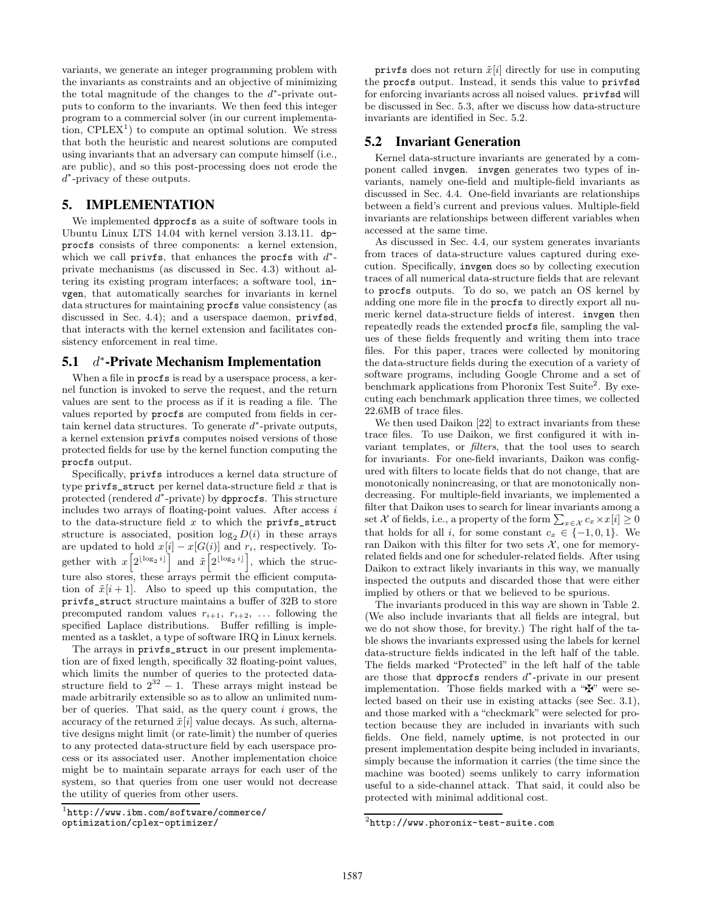variants, we generate an integer programming problem with the invariants as constraints and an objective of minimizing the total magnitude of the changes to the $d^*$-private outputs to conform to the invariants. We then feed this integer program to a commercial solver (in our current implementation, CPLEX[1]) to compute an optimal solution. We stress that both the heuristic and nearest solutions are computed using invariants that an adversary can compute himself (i.e., are public), and so this post-processing does not erode the $d^*$-privacy of these outputs.

# 5. IMPLEMENTATION

We implemented dpprocfs as a suite of software tools in Ubuntu Linux LTS 14.04 with kernel version 3.13.11. dpprocfs consists of three components: a kernel extension, which we call privfs, that enhances the procfs with $d^*$-private mechanisms (as discussed in Sec. 4.3) without altering its existing program interfaces; a software tool, invgen, that automatically searches for invariants in kernel data structures for maintaining procfs value consistency (as discussed in Sec. 4.4); and a userspace daemon, privfsd, that interacts with the kernel extension and facilitates consistency enforcement in real time.

## 5.1 $d^*$-Private Mechanism Implementation

When a file in procfs is read by a userspace process, a kernel function is invoked to serve the request, and the return values are sent to the process as if it is reading a file. The values reported by procfs are computed from fields in certain kernel data structures. To generate $d^*$-private outputs, a kernel extension privfs computes noised versions of those protected fields for use by the kernel function computing the procfs output.

Specifically, privfs introduces a kernel data structure of type privfs_struct per kernel data-structure field $x$ that is protected (rendered $d^*$-private) by dpprocfs. This structure includes two arrays of floating-point values. After access $i$ to the data-structure field $x$ to which the privfs_struct structure is associated, position $\log_2 D(i)$ in these arrays are updated to hold $x[i] - x[G(i)]$ and $r_i$, respectively. Together with $x\left[2^{\lfloor \log_2 i \rfloor}\right]$ and $\tilde{x}\left[2^{\lfloor \log_2 i \rfloor}\right]$, which the structure also stores, these arrays permit the efficient computation of $\tilde{x}[i+1]$. Also to speed up this computation, the privfs_struct structure maintains a buffer of 32B to store precomputed random values $r_{i+1}$, $r_{i+2}$, ... following the specified Laplace distributions. Buffer refilling is implemented as a tasklet, a type of software IRQ in Linux kernels.

The arrays in privfs_struct in our present implementation are of fixed length, specifically 32 floating-point values, which limits the number of queries to the protected data-structure field to $2^{32} - 1$. These arrays might instead be made arbitrarily extensible so as to allow an unlimited number of queries. That said, as the query count $i$ grows, the accuracy of the returned $\tilde{x}[i]$ value decays. As such, alternative designs might limit (or rate-limit) the number of queries to any protected data-structure field by each userspace process or its associated user. Another implementation choice might be to maintain separate arrays for each user of the system, so that queries from one user would not decrease the utility of queries from other users.

[1] http://www.ibm.com/software/commerce/optimization/cplex-optimizer/

privfs does not return $\tilde{x}[i]$ directly for use in computing the procfs output. Instead, it sends this value to privfsd for enforcing invariants across all noised values. privfsd will be discussed in Sec. 5.3, after we discuss how data-structure invariants are identified in Sec. 5.2.

## 5.2 Invariant Generation

Kernel data-structure invariants are generated by a component called invgen. invgen generates two types of invariants, namely one-field and multiple-field invariants as discussed in Sec. 4.4. One-field invariants are relationships between a field's current and previous values. Multiple-field invariants are relationships between different variables when accessed at the same time.

As discussed in Sec. 4.4, our system generates invariants from traces of data-structure values captured during execution. Specifically, invgen does so by collecting execution traces of all numerical data-structure fields that are relevant to procfs outputs. To do so, we patch an OS kernel by adding one more file in the procfs to directly export all numeric kernel data-structure fields of interest. invgen then repeatedly reads the extended procfs file, sampling the values of these fields frequently and writing them into trace files. For this paper, traces were collected by monitoring the data-structure fields during the execution of a variety of software programs, including Google Chrome and a set of benchmark applications from Phoronix Test Suite[2]. By executing each benchmark application three times, we collected 22.6MB of trace files.

We then used Daikon [22] to extract invariants from these trace files. To use Daikon, we first configured it with invariant templates, or *filters*, that the tool uses to search for invariants. For one-field invariants, Daikon was configured with filters to locate fields that do not change, that are monotonically nonincreasing, or that are monotonically nondecreasing. For multiple-field invariants, we implemented a filter that Daikon uses to search for linear invariants among a set $\mathcal{X}$ of fields, i.e., a property of the form $\sum_{x \in \mathcal{X}} c_x \times x[i] \geq 0$ that holds for all $i$, for some constant $c_x \in \{-1, 0, 1\}$. We ran Daikon with this filter for two sets $\mathcal{X}$, one for memory-related fields and one for scheduler-related fields. After using Daikon to extract likely invariants in this way, we manually inspected the outputs and discarded those that were either implied by others or that we believed to be spurious.

The invariants produced in this way are shown in Table 2. (We also include invariants that all fields are integral, but we do not show those, for brevity.) The right half of the table shows the invariants expressed using the labels for kernel data-structure fields indicated in the left half of the table. The fields marked "Protected" in the left half of the table are those that dpprocfs renders $d^*$-private in our present implementation. Those fields marked with a "✠" were selected based on their use in existing attacks (see Sec. 3.1), and those marked with a "checkmark" were selected for protection because they are included in invariants with such fields. One field, namely uptime, is not protected in our present implementation despite being included in invariants, simply because the information it carries (the time since the machine was booted) seems unlikely to carry information useful to a side-channel attack. That said, it could also be protected with minimal additional cost.

[2] http://www.phoronix-test-suite.com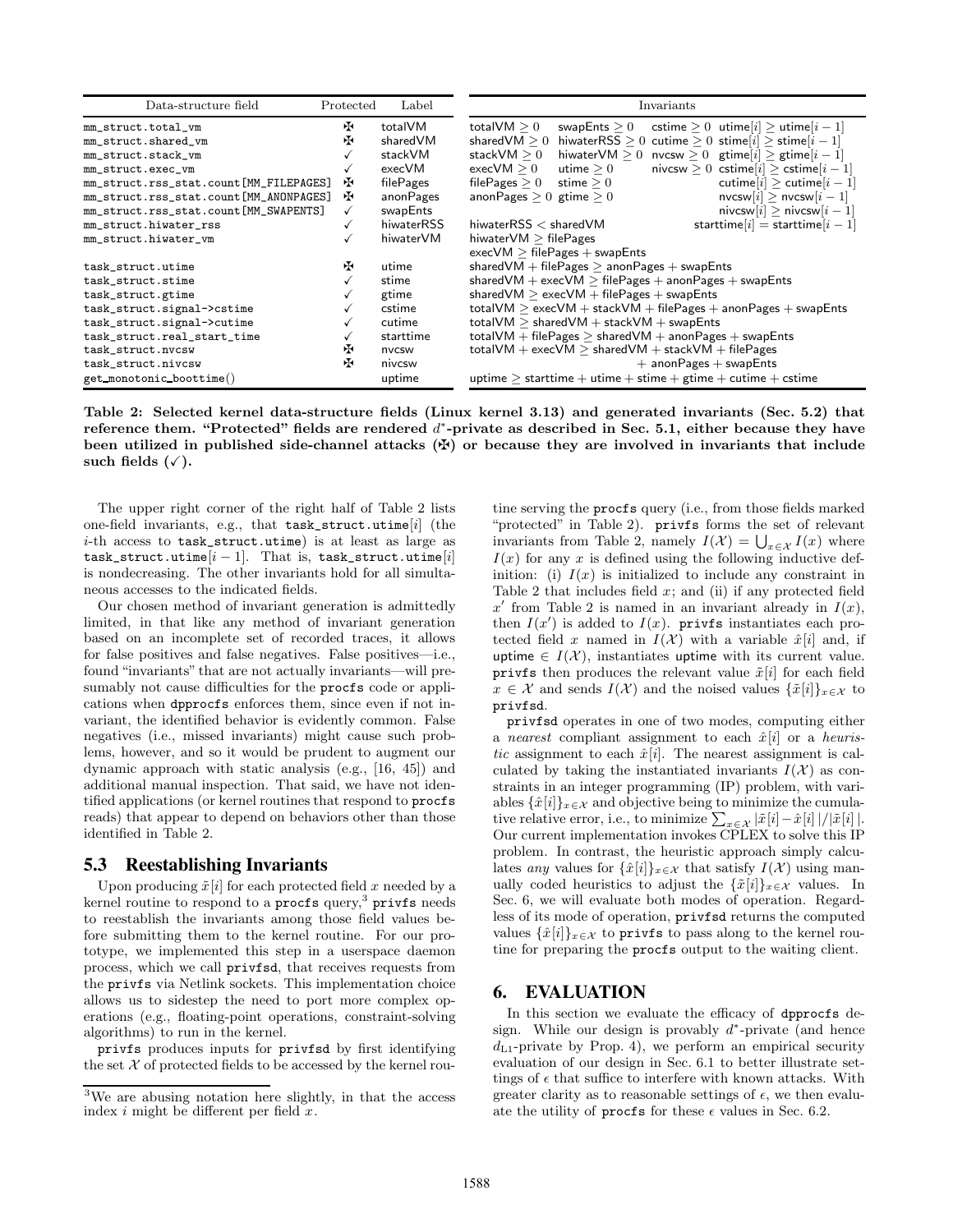| Data-structure field | Protected | Label |
|---|---|---|
| mm_struct.total_vm | ✠ | totalVM |
| mm_struct.shared_vm | ✠ | sharedVM |
| mm_struct.stack_vm | ✓ | stackVM |
| mm_struct.exec_vm | ✓ | execVM |
| mm_struct.rss_stat.count[MM_FILEPAGES] | ✠ | filePages |
| mm_struct.rss_stat.count[MM_ANONPAGES] | ✠ | anonPages |
| mm_struct.rss_stat.count[MM_SWAPENTS] | ✓ | swapEnts |
| mm_struct.hiwater_rss | ✓ | hiwaterRSS |
| mm_struct.hiwater_vm | ✓ | hiwaterVM |
| task_struct.utime | ✠ | utime |
| task_struct.stime | ✓ | stime |
| task_struct.gtime | ✓ | gtime |
| task_struct.signal->cstime | ✓ | cstime |
| task_struct.signal->cutime | ✓ | cutime |
| task_struct.real_start_time | ✓ | starttime |
| task_struct.nvcsw | ✠ | nvcsw |
| task_struct.nivcsw | ✠ | nivcsw |
| get_monotonic_boottime() | | uptime |

| Invariants | | | |
|---|---|---|---|
| $\mathsf{totalVM} \geq 0$ | $\mathsf{swapEnts} \geq 0$ | $\mathsf{cstime} \geq 0$ | $\mathsf{utime}[i] \geq \mathsf{utime}[i-1]$ |
| $\mathsf{sharedVM} \geq 0$ | $\mathsf{hiwaterRSS} \geq 0$ | $\mathsf{cutime} \geq 0$ | $\mathsf{stime}[i] \geq \mathsf{stime}[i-1]$ |
| $\mathsf{stackVM} \geq 0$ | $\mathsf{hiwaterVM} \geq 0$ | $\mathsf{nvcsw} \geq 0$ | $\mathsf{gtime}[i] \geq \mathsf{gtime}[i-1]$ |
| $\mathsf{execVM} \geq 0$ | $\mathsf{utime} \geq 0$ | $\mathsf{nivcsw} \geq 0$ | $\mathsf{cstime}[i] \geq \mathsf{cstime}[i-1]$ |
| $\mathsf{filePages} \geq 0$ | $\mathsf{stime} \geq 0$ | | $\mathsf{cutime}[i] \geq \mathsf{cutime}[i-1]$ |
| $\mathsf{anonPages} \geq 0$ | $\mathsf{gtime} \geq 0$ | | $\mathsf{nvcsw}[i] \geq \mathsf{nvcsw}[i-1]$ |
| | | | $\mathsf{nivcsw}[i] \geq \mathsf{nivcsw}[i-1]$ |
| $\mathsf{hiwaterRSS} < \mathsf{sharedVM}$ | | | $\mathsf{starttime}[i] = \mathsf{starttime}[i-1]$ |
| $\mathsf{hiwaterVM} \geq \mathsf{filePages}$ | | | |
| $\mathsf{execVM} \geq \mathsf{filePages} + \mathsf{swapEnts}$ | | | |
| $\mathsf{sharedVM} + \mathsf{filePages} \geq \mathsf{anonPages} + \mathsf{swapEnts}$ | | | |
| $\mathsf{sharedVM} + \mathsf{execVM} \geq \mathsf{filePages} + \mathsf{anonPages} + \mathsf{swapEnts}$ | | | |
| $\mathsf{sharedVM} \geq \mathsf{execVM} + \mathsf{filePages} + \mathsf{swapEnts}$ | | | |
| $\mathsf{totalVM} \geq \mathsf{execVM} + \mathsf{stackVM} + \mathsf{filePages} + \mathsf{anonPages} + \mathsf{swapEnts}$ | | | |
| $\mathsf{totalVM} \geq \mathsf{sharedVM} + \mathsf{stackVM} + \mathsf{swapEnts}$ | | | |
| $\mathsf{totalVM} + \mathsf{filePages} \geq \mathsf{sharedVM} + \mathsf{anonPages} + \mathsf{swapEnts}$ | | | |
| $\mathsf{totalVM} + \mathsf{execVM} \geq \mathsf{sharedVM} + \mathsf{stackVM} + \mathsf{filePages} + \mathsf{anonPages} + \mathsf{swapEnts}$ | | | |
| $\mathsf{uptime} \geq \mathsf{starttime} + \mathsf{utime} + \mathsf{stime} + \mathsf{gtime} + \mathsf{cutime} + \mathsf{cstime}$ | | | |

**Table 2: Selected kernel data-structure fields (Linux kernel 3.13) and generated invariants (Sec. 5.2) that reference them. "Protected" fields are rendered $d^*$-private as described in Sec. 5.1, either because they have been utilized in published side-channel attacks (✠) or because they are involved in invariants that include such fields (✓).**

The upper right corner of the right half of Table 2 lists one-field invariants, e.g., that task_struct.utime$[i]$ (the $i$-th access to task_struct.utime) is at least as large as task_struct.utime$[i-1]$. That is, task_struct.utime$[i]$ is nondecreasing. The other invariants hold for all simultaneous accesses to the indicated fields.

Our chosen method of invariant generation is admittedly limited, in that like any method of invariant generation based on an incomplete set of recorded traces, it allows for false positives and false negatives. False positives—i.e., found "invariants" that are not actually invariants—will presumably not cause difficulties for the procfs code or applications when dpprocfs enforces them, since even if not invariant, the identified behavior is evidently common. False negatives (i.e., missed invariants) might cause such problems, however, and so it would be prudent to augment our dynamic approach with static analysis (e.g., [16, 45]) and additional manual inspection. That said, we have not identified applications (or kernel routines that respond to procfs reads) that appear to depend on behaviors other than those identified in Table 2.

## 5.3 Reestablishing Invariants

Upon producing $\tilde{x}[i]$ for each protected field $x$ needed by a kernel routine to respond to a procfs query,[3] privfs needs to reestablish the invariants among those field values before submitting them to the kernel routine. For our prototype, we implemented this step in a userspace daemon process, which we call privfsd, that receives requests from the privfs via Netlink sockets. This implementation choice allows us to sidestep the need to port more complex operations (e.g., floating-point operations, constraint-solving algorithms) to run in the kernel.

privfs produces inputs for privfsd by first identifying the set $\mathcal{X}$ of protected fields to be accessed by the kernel routine serving the procfs query (i.e., from those fields marked "protected" in Table 2). privfs forms the set of relevant invariants from Table 2, namely $I(\mathcal{X}) = \bigcup_{x \in \mathcal{X}} I(x)$ where $I(x)$ for any $x$ is defined using the following inductive definition: (i) $I(x)$ is initialized to include any constraint in Table 2 that includes field $x$; and (ii) if any protected field $x'$ from Table 2 is named in an invariant already in $I(x)$, then $I(x')$ is added to $I(x)$. privfs instantiates each protected field $x$ named in $I(\mathcal{X})$ with a variable $\hat{x}[i]$ and, if $\mathsf{uptime} \in I(\mathcal{X})$, instantiates uptime with its current value. privfs then produces the relevant value $\tilde{x}[i]$ for each field $x \in \mathcal{X}$ and sends $I(\mathcal{X})$ and the noised values $\{\tilde{x}[i]\}_{x \in \mathcal{X}}$ to privfsd.

privfsd operates in one of two modes, computing either a *nearest* compliant assignment to each $\hat{x}[i]$ or a *heuristic* assignment to each $\hat{x}[i]$. The nearest assignment is calculated by taking the instantiated invariants $I(\mathcal{X})$ as constraints in an integer programming (IP) problem, with variables $\{\hat{x}[i]\}_{x \in \mathcal{X}}$ and objective being to minimize the cumulative relative error, i.e., to minimize $\sum_{x \in \mathcal{X}} |\tilde{x}[i] - \hat{x}[i]| / |\tilde{x}[i]|$. Our current implementation invokes CPLEX to solve this IP problem. In contrast, the heuristic approach simply calculates *any* values for $\{\hat{x}[i]\}_{x \in \mathcal{X}}$ that satisfy $I(\mathcal{X})$ using manually coded heuristics to adjust the $\{\tilde{x}[i]\}_{x \in \mathcal{X}}$ values. In Sec. 6, we will evaluate both modes of operation. Regardless of its mode of operation, privfsd returns the computed values $\{\hat{x}[i]\}_{x \in \mathcal{X}}$ to privfs to pass along to the kernel routine for preparing the procfs output to the waiting client.

[3] We are abusing notation here slightly, in that the access index $i$ might be different per field $x$.

# 6. EVALUATION

In this section we evaluate the efficacy of dpprocfs design. While our design is provably $d^*$-private (and hence $d_{\mathrm{L1}}$-private by Prop. 4), we perform an empirical security evaluation of our design in Sec. 6.1 to better illustrate settings of $\epsilon$ that suffice to interfere with known attacks. With greater clarity as to reasonable settings of $\epsilon$, we then evaluate the utility of procfs for these $\epsilon$ values in Sec. 6.2.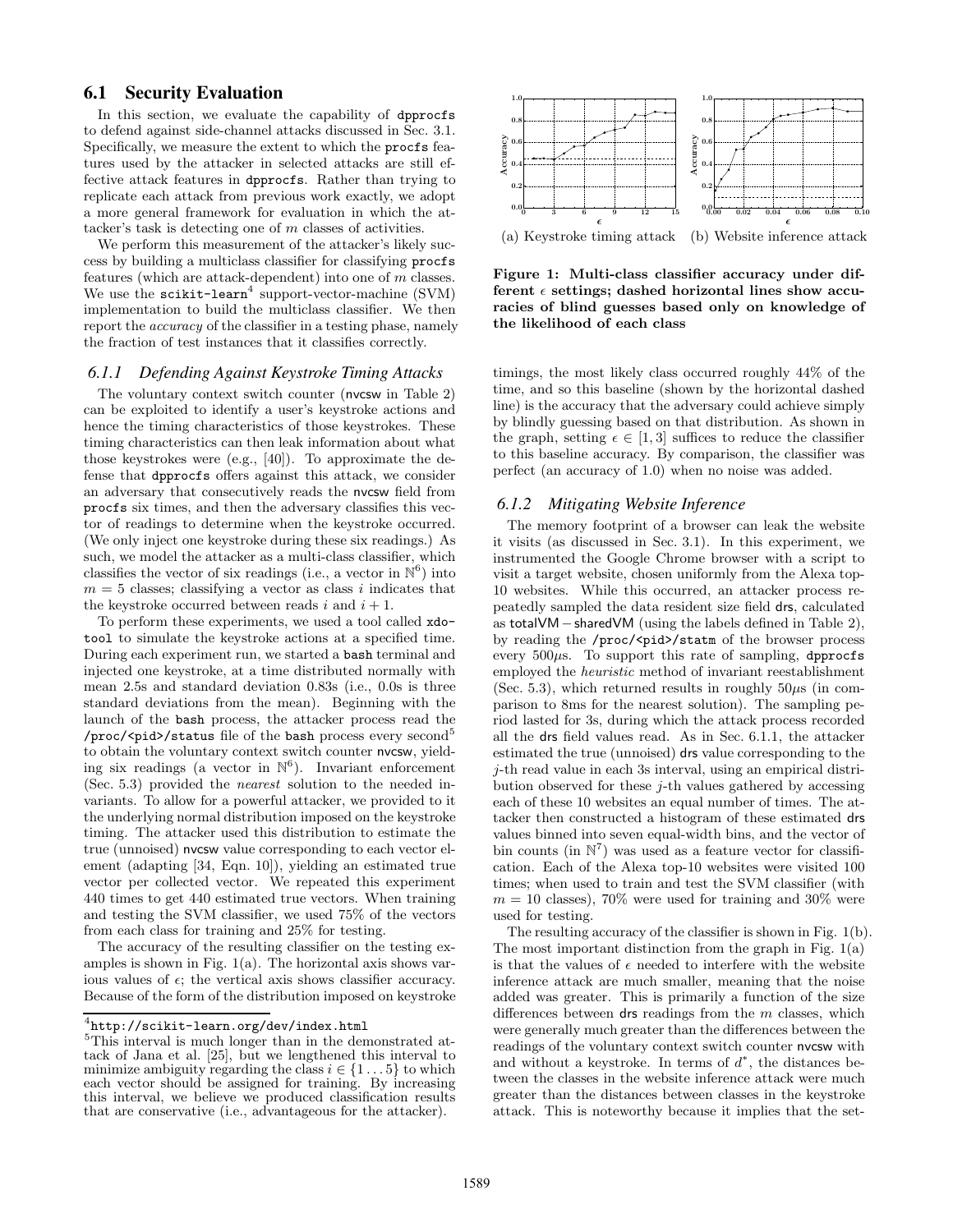## 6.1 Security Evaluation

In this section, we evaluate the capability of dpprocfs to defend against side-channel attacks discussed in Sec. 3.1. Specifically, we measure the extent to which the procfs features used by the attacker in selected attacks are still effective attack features in dpprocfs. Rather than trying to replicate each attack from previous work exactly, we adopt a more general framework for evaluation in which the attacker's task is detecting one of $m$ classes of activities.

We perform this measurement of the attacker's likely success by building a multiclass classifier for classifying procfs features (which are attack-dependent) into one of $m$ classes. We use the scikit-learn[4] support-vector-machine (SVM) implementation to build the multiclass classifier. We then report the *accuracy* of the classifier in a testing phase, namely the fraction of test instances that it classifies correctly.

### 6.1.1 Defending Against Keystroke Timing Attacks

The voluntary context switch counter (nvcsw in Table 2) can be exploited to identify a user's keystroke actions and hence the timing characteristics of those keystrokes. These timing characteristics can then leak information about what those keystrokes were (e.g., [40]). To approximate the defense that dpprocfs offers against this attack, we consider an adversary that consecutively reads the nvcsw field from procfs six times, and then the adversary classifies this vector of readings to determine when the keystroke occurred. (We only inject one keystroke during these six readings.) As such, we model the attacker as a multi-class classifier, which classifies the vector of six readings (i.e., a vector in $\mathbb{N}^6$) into $m = 5$ classes; classifying a vector as class $i$ indicates that the keystroke occurred between reads $i$ and $i+1$.

To perform these experiments, we used a tool called xdotool to simulate the keystroke actions at a specified time. During each experiment run, we started a bash terminal and injected one keystroke, at a time distributed normally with mean 2.5s and standard deviation 0.83s (i.e., 0.0s is three standard deviations from the mean). Beginning with the launch of the bash process, the attacker process read the /proc/<pid>/status file of the bash process every second[5] to obtain the voluntary context switch counter nvcsw, yielding six readings (a vector in $\mathbb{N}^6$). Invariant enforcement (Sec. 5.3) provided the *nearest* solution to the needed invariants. To allow for a powerful attacker, we provided to it the underlying normal distribution imposed on the keystroke timing. The attacker used this distribution to estimate the true (unnoised) nvcsw value corresponding to each vector element (adapting [34, Eqn. 10]), yielding an estimated true vector per collected vector. We repeated this experiment 440 times to get 440 estimated true vectors. When training and testing the SVM classifier, we used 75% of the vectors from each class for training and 25% for testing.

The accuracy of the resulting classifier on the testing examples is shown in Fig. 1(a). The horizontal axis shows various values of $\epsilon$; the vertical axis shows classifier accuracy. Because of the form of the distribution imposed on keystroke timings, the most likely class occurred roughly 44% of the time, and so this baseline (shown by the horizontal dashed line) is the accuracy that the adversary could achieve simply by blindly guessing based on that distribution. As shown in the graph, setting $\epsilon \in [1, 3]$ suffices to reduce the classifier to this baseline accuracy. By comparison, the classifier was perfect (an accuracy of 1.0) when no noise was added.

[4] http://scikit-learn.org/dev/index.html

[5] This interval is much longer than in the demonstrated attack of Jana et al. [25], but we lengthened this interval to minimize ambiguity regarding the class $i \in \{1 \ldots 5\}$ to which each vector should be assigned for training. By increasing this interval, we believe we produced classification results that are conservative (i.e., advantageous for the attacker).

(a) Keystroke timing attack (b) Website inference attack

**Figure 1: Multi-class classifier accuracy under different $\epsilon$ settings; dashed horizontal lines show accuracies of blind guesses based only on knowledge of the likelihood of each class**

### 6.1.2 Mitigating Website Inference

The memory footprint of a browser can leak the website it visits (as discussed in Sec. 3.1). In this experiment, we instrumented the Google Chrome browser with a script to visit a target website, chosen uniformly from the Alexa top-10 websites. While this occurred, an attacker process repeatedly sampled the data resident size field drs, calculated as totalVM − sharedVM (using the labels defined in Table 2), by reading the /proc/<pid>/statm of the browser process every 500$\mu$s. To support this rate of sampling, dpprocfs employed the *heuristic* method of invariant reestablishment (Sec. 5.3), which returned results in roughly 50$\mu$s (in comparison to 8ms for the nearest solution). The sampling period lasted for 3s, during which the attack process recorded all the drs field values read. As in Sec. 6.1.1, the attacker estimated the true (unnoised) drs value corresponding to the $j$-th read value in each 3s interval, using an empirical distribution observed for these $j$-th values gathered by accessing each of these 10 websites an equal number of times. The attacker then constructed a histogram of these estimated drs values binned into seven equal-width bins, and the vector of bin counts (in $\mathbb{N}^7$) was used as a feature vector for classification. Each of the Alexa top-10 websites were visited 100 times; when used to train and test the SVM classifier (with $m = 10$ classes), 70% were used for training and 30% were used for testing.

The resulting accuracy of the classifier is shown in Fig. 1(b). The most important distinction from the graph in Fig. 1(a) is that the values of $\epsilon$ needed to interfere with the website inference attack are much smaller, meaning that the noise added was greater. This is primarily a function of the size differences between drs readings from the $m$ classes, which were generally much greater than the differences between the readings of the voluntary context switch counter nvcsw with and without a keystroke. In terms of $d^*$, the distances between the classes in the website inference attack were much greater than the distances between classes in the keystroke attack. This is noteworthy because it implies that the set-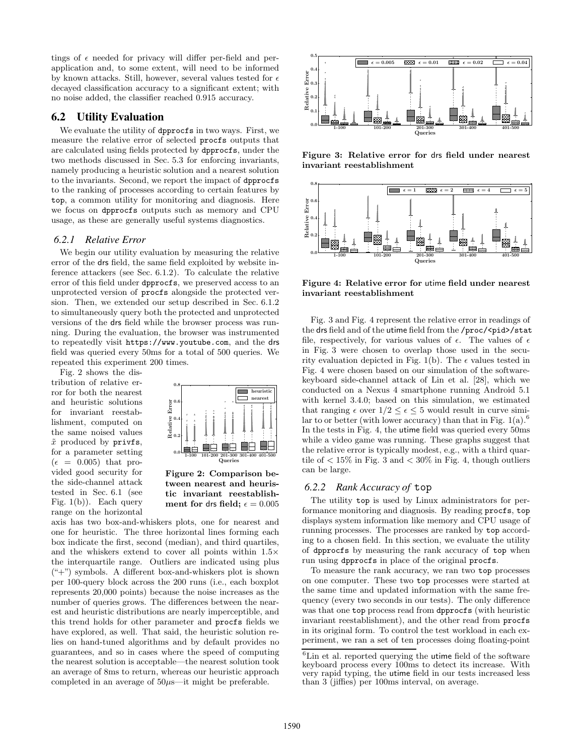tings of $\epsilon$ needed for privacy will differ per-field and per-application and, to some extent, will need to be informed by known attacks. Still, however, several values tested for $\epsilon$ decayed classification accuracy to a significant extent; with no noise added, the classifier reached 0.915 accuracy.

## 6.2 Utility Evaluation

We evaluate the utility of dpprocfs in two ways. First, we measure the relative error of selected procfs outputs that are calculated using fields protected by dpprocfs, under the two methods discussed in Sec. 5.3 for enforcing invariants, namely producing a heuristic solution and a nearest solution to the invariants. Second, we report the impact of dpprocfs to the ranking of processes according to certain features by top, a common utility for monitoring and diagnosis. Here we focus on dpprocfs outputs such as memory and CPU usage, as these are generally useful systems diagnostics.

### 6.2.1 Relative Error

We begin our utility evaluation by measuring the relative error of the drs field, the same field exploited by website inference attackers (see Sec. 6.1.2). To calculate the relative error of this field under dpprocfs, we preserved access to an unprotected version of procfs alongside the protected version. Then, we extended our setup described in Sec. 6.1.2 to simultaneously query both the protected and unprotected versions of the drs field while the browser process was running. During the evaluation, the browser was instrumented to repeatedly visit https://www.youtube.com, and the drs field was queried every 50ms for a total of 500 queries. We repeated this experiment 200 times.

Fig. 2 shows the distribution of relative error for both the nearest and heuristic solutions for invariant reestablishment, computed on the same noised values $\tilde{x}$ produced by privfs, for a parameter setting ($\epsilon = 0.005$) that provided good security for the side-channel attack tested in Sec. 6.1 (see Fig. 1(b)). Each query range on the horizontal axis has two box-and-whiskers plots, one for nearest and one for heuristic. The three horizontal lines forming each box indicate the first, second (median), and third quartiles, and the whiskers extend to cover all points within 1.5× the interquartile range. Outliers are indicated using plus ("+") symbols. A different box-and-whiskers plot is shown per 100-query block across the 200 runs (i.e., each boxplot represents 20,000 points) because the noise increases as the number of queries grows. The differences between the nearest and heuristic distributions are nearly imperceptible, and this trend holds for other parameter and procfs fields we have explored, as well. That said, the heuristic solution relies on hand-tuned algorithms and by default provides no guarantees, and so in cases where the speed of computing the nearest solution is acceptable—the nearest solution took an average of 8ms to return, whereas our heuristic approach completed in an average of 50µs—it might be preferable.

**Figure 2: Comparison between nearest and heuristic invariant reestablishment for drs field; $\epsilon = 0.005$**

**Figure 3: Relative error for drs field under nearest invariant reestablishment**

**Figure 4: Relative error for utime field under nearest invariant reestablishment**

Fig. 3 and Fig. 4 represent the relative error in readings of the drs field and of the utime field from the /proc/<pid>/stat file, respectively, for various values of $\epsilon$. The values of $\epsilon$ in Fig. 3 were chosen to overlap those used in the security evaluation depicted in Fig. 1(b). The $\epsilon$ values tested in Fig. 4 were chosen based on our simulation of the software-keyboard side-channel attack of Lin et al. [28], which we conducted on a Nexus 4 smartphone running Android 5.1 with kernel 3.4.0; based on this simulation, we estimated that ranging $\epsilon$ over $1/2 \leq \epsilon \leq 5$ would result in curve similar to or better (with lower accuracy) than that in Fig. 1(a).[6] In the tests in Fig. 4, the utime field was queried every 50ms while a video game was running. These graphs suggest that the relative error is typically modest, e.g., with a third quartile of $< 15\%$ in Fig. 3 and $< 30\%$ in Fig. 4, though outliers can be large.

### 6.2.2 Rank Accuracy of top

The utility top is used by Linux administrators for performance monitoring and diagnosis. By reading procfs, top displays system information like memory and CPU usage of running processes. The processes are ranked by top according to a chosen field. In this section, we evaluate the utility of dpprocfs by measuring the rank accuracy of top when run using dpprocfs in place of the original procfs.

To measure the rank accuracy, we ran two top processes on one computer. These two top processes were started at the same time and updated information with the same frequency (every two seconds in our tests). The only difference was that one top process read from dpprocfs (with heuristic invariant reestablishment), and the other read from procfs in its original form. To control the test workload in each experiment, we ran a set of ten processes doing floating-point

[6] Lin et al. reported querying the utime field of the software keyboard process every 100ms to detect its increase. With very rapid typing, the utime field in our tests increased less than 3 (jiffies) per 100ms interval, on average.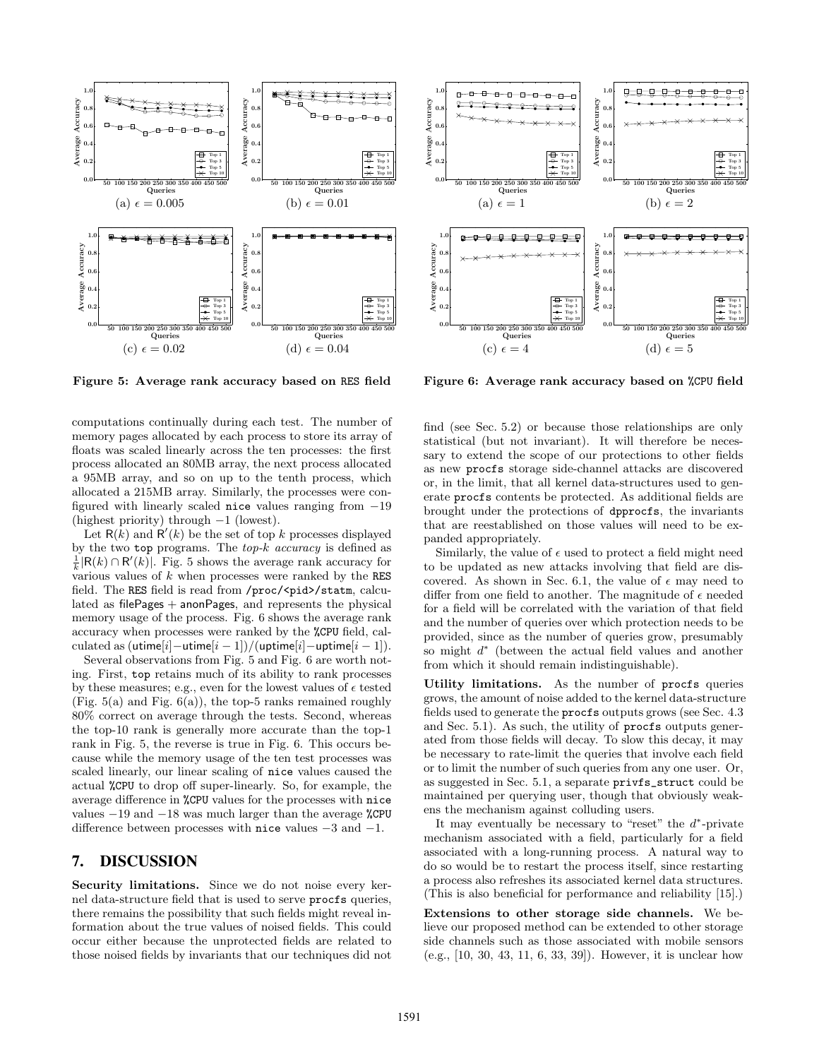(a) $\epsilon = 0.005$ (b) $\epsilon = 0.01$

(c) $\epsilon = 0.02$ (d) $\epsilon = 0.04$

**Figure 5: Average rank accuracy based on RES field**

(a) $\epsilon = 1$ (b) $\epsilon = 2$

(c) $\epsilon = 4$ (d) $\epsilon = 5$

**Figure 6: Average rank accuracy based on %CPU field**

computations continually during each test. The number of memory pages allocated by each process to store its array of floats was scaled linearly across the ten processes: the first process allocated an 80MB array, the next process allocated a 95MB array, and so on up to the tenth process, which allocated a 215MB array. Similarly, the processes were configured with linearly scaled `nice` values ranging from $-19$ (highest priority) through $-1$ (lowest).

Let $\mathsf{R}(k)$ and $\mathsf{R}'(k)$ be the set of top $k$ processes displayed by the two `top` programs. The *top-k accuracy* is defined as $\frac{1}{k}|\mathsf{R}(k) \cap \mathsf{R}'(k)|$. Fig. 5 shows the average rank accuracy for various values of $k$ when processes were ranked by the RES field. The RES field is read from `/proc/<pid>/statm`, calculated as $\mathsf{filePages} + \mathsf{anonPages}$, and represents the physical memory usage of the process. Fig. 6 shows the average rank accuracy when processes were ranked by the %CPU field, calculated as $(\mathsf{utime}[i]-\mathsf{utime}[i-1])/(\mathsf{uptime}[i]-\mathsf{uptime}[i-1])$.

Several observations from Fig. 5 and Fig. 6 are worth noting. First, `top` retains much of its ability to rank processes by these measures; e.g., even for the lowest values of $\epsilon$ tested (Fig. 5(a) and Fig. 6(a)), the top-5 ranks remained roughly 80% correct on average through the tests. Second, whereas the top-10 rank is generally more accurate than the top-1 rank in Fig. 5, the reverse is true in Fig. 6. This occurs because while the memory usage of the ten test processes was scaled linearly, our linear scaling of `nice` values caused the actual %CPU to drop off super-linearly. So, for example, the average difference in %CPU values for the processes with `nice` values $-19$ and $-18$ was much larger than the average %CPU difference between processes with `nice` values $-3$ and $-1$.

# 7. DISCUSSION

**Security limitations.** Since we do not noise every kernel data-structure field that is used to serve `procfs` queries, there remains the possibility that such fields might reveal information about the true values of noised fields. This could occur either because the unprotected fields are related to those noised fields by invariants that our techniques did not find (see Sec. 5.2) or because those relationships are only statistical (but not invariant). It will therefore be necessary to extend the scope of our protections to other fields as new `procfs` storage side-channel attacks are discovered or, in the limit, that all kernel data-structures used to generate `procfs` contents be protected. As additional fields are brought under the protections of `dpprocfs`, the invariants that are reestablished on those values will need to be expanded appropriately.

Similarly, the value of $\epsilon$ used to protect a field might need to be updated as new attacks involving that field are discovered. As shown in Sec. 6.1, the value of $\epsilon$ may need to differ from one field to another. The magnitude of $\epsilon$ needed for a field will be correlated with the variation of that field and the number of queries over which protection needs to be provided, since as the number of queries grow, presumably so might $d^*$ (between the actual field values and another from which it should remain indistinguishable).

**Utility limitations.** As the number of `procfs` queries grows, the amount of noise added to the kernel data-structure fields used to generate the `procfs` outputs grows (see Sec. 4.3 and Sec. 5.1). As such, the utility of `procfs` outputs generated from those fields will decay. To slow this decay, it may be necessary to rate-limit the queries that involve each field or to limit the number of such queries from any one user. Or, as suggested in Sec. 5.1, a separate `privfs_struct` could be maintained per querying user, though that obviously weakens the mechanism against colluding users.

It may eventually be necessary to "reset" the $d^*$-private mechanism associated with a field, particularly for a field associated with a long-running process. A natural way to do so would be to restart the process itself, since restarting a process also refreshes its associated kernel data structures. (This is also beneficial for performance and reliability [15].)

**Extensions to other storage side channels.** We believe our proposed method can be extended to other storage side channels such as those associated with mobile sensors (e.g., [10, 30, 43, 11, 6, 33, 39]). However, it is unclear how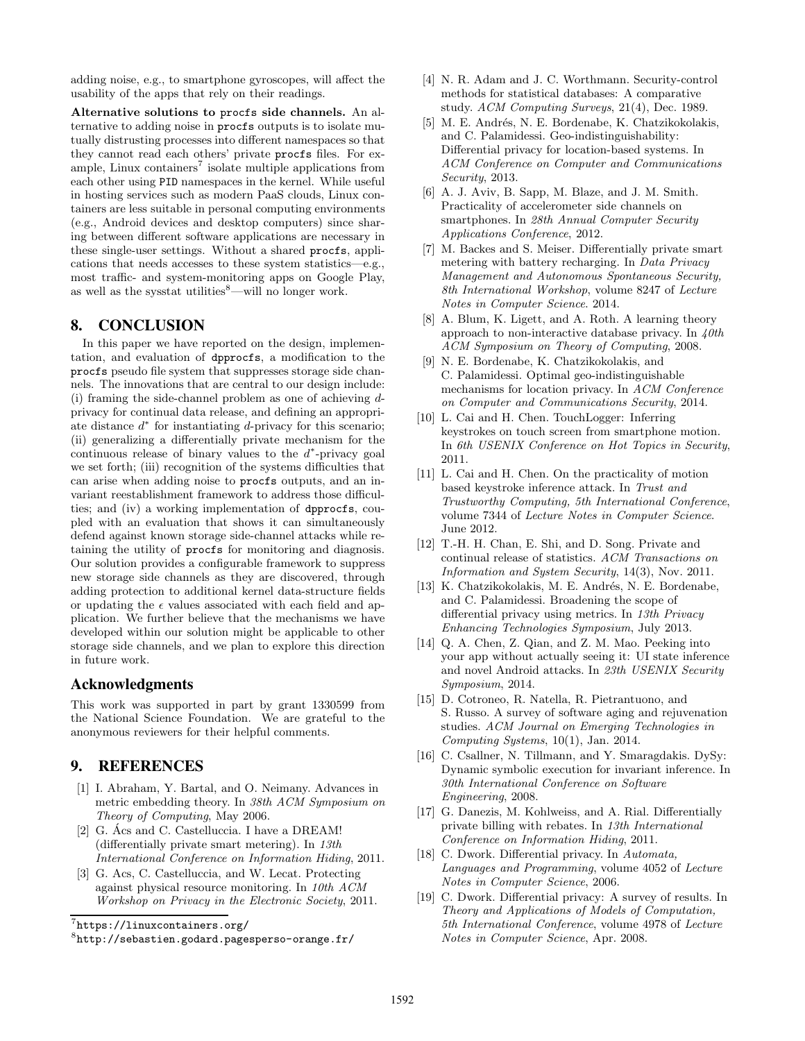adding noise, e.g., to smartphone gyroscopes, will affect the usability of the apps that rely on their readings.

**Alternative solutions to procfs side channels.** An alternative to adding noise in procfs outputs is to isolate mutually distrusting processes into different namespaces so that they cannot read each others' private procfs files. For example, Linux containers[7] isolate multiple applications from each other using PID namespaces in the kernel. While useful in hosting services such as modern PaaS clouds, Linux containers are less suitable in personal computing environments (e.g., Android devices and desktop computers) since sharing between different software applications are necessary in these single-user settings. Without a shared procfs, applications that needs accesses to these system statistics—e.g., most traffic- and system-monitoring apps on Google Play, as well as the sysstat utilities[8]—will no longer work.

## 8. CONCLUSION

In this paper we have reported on the design, implementation, and evaluation of dpprocfs, a modification to the procfs pseudo file system that suppresses storage side channels. The innovations that are central to our design include: (i) framing the side-channel problem as one of achieving $d$-privacy for continual data release, and defining an appropriate distance $d^*$ for instantiating $d$-privacy for this scenario; (ii) generalizing a differentially private mechanism for the continuous release of binary values to the $d^*$-privacy goal we set forth; (iii) recognition of the systems difficulties that can arise when adding noise to procfs outputs, and an invariant reestablishment framework to address those difficulties; and (iv) a working implementation of dpprocfs, coupled with an evaluation that shows it can simultaneously defend against known storage side-channel attacks while retaining the utility of procfs for monitoring and diagnosis. Our solution provides a configurable framework to suppress new storage side channels as they are discovered, through adding protection to additional kernel data-structure fields or updating the $\epsilon$ values associated with each field and application. We further believe that the mechanisms we have developed within our solution might be applicable to other storage side channels, and we plan to explore this direction in future work.

### Acknowledgments

This work was supported in part by grant 1330599 from the National Science Foundation. We are grateful to the anonymous reviewers for their helpful comments.

## 9. REFERENCES

[1] I. Abraham, Y. Bartal, and O. Neimany. Advances in metric embedding theory. In *38th ACM Symposium on Theory of Computing*, May 2006.

[2] G. Ács and C. Castelluccia. I have a DREAM! (differentially private smart metering). In *13th International Conference on Information Hiding*, 2011.

[3] G. Acs, C. Castelluccia, and W. Lecat. Protecting against physical resource monitoring. In *10th ACM Workshop on Privacy in the Electronic Society*, 2011.

[4] N. R. Adam and J. C. Worthmann. Security-control methods for statistical databases: A comparative study. *ACM Computing Surveys*, 21(4), Dec. 1989.

[5] M. E. Andrés, N. E. Bordenabe, K. Chatzikokolakis, and C. Palamidessi. Geo-indistinguishability: Differential privacy for location-based systems. In *ACM Conference on Computer and Communications Security*, 2013.

[6] A. J. Aviv, B. Sapp, M. Blaze, and J. M. Smith. Practicality of accelerometer side channels on smartphones. In *28th Annual Computer Security Applications Conference*, 2012.

[7] M. Backes and S. Meiser. Differentially private smart metering with battery recharging. In *Data Privacy Management and Autonomous Spontaneous Security, 8th International Workshop*, volume 8247 of *Lecture Notes in Computer Science*. 2014.

[8] A. Blum, K. Ligett, and A. Roth. A learning theory approach to non-interactive database privacy. In *40th ACM Symposium on Theory of Computing*, 2008.

[9] N. E. Bordenabe, K. Chatzikokolakis, and C. Palamidessi. Optimal geo-indistinguishable mechanisms for location privacy. In *ACM Conference on Computer and Communications Security*, 2014.

[10] L. Cai and H. Chen. TouchLogger: Inferring keystrokes on touch screen from smartphone motion. In *6th USENIX Conference on Hot Topics in Security*, 2011.

[11] L. Cai and H. Chen. On the practicality of motion based keystroke inference attack. In *Trust and Trustworthy Computing, 5th International Conference*, volume 7344 of *Lecture Notes in Computer Science*. June 2012.

[12] T.-H. H. Chan, E. Shi, and D. Song. Private and continual release of statistics. *ACM Transactions on Information and System Security*, 14(3), Nov. 2011.

[13] K. Chatzikokolakis, M. E. Andrés, N. E. Bordenabe, and C. Palamidessi. Broadening the scope of differential privacy using metrics. In *13th Privacy Enhancing Technologies Symposium*, July 2013.

[14] Q. A. Chen, Z. Qian, and Z. M. Mao. Peeking into your app without actually seeing it: UI state inference and novel Android attacks. In *23th USENIX Security Symposium*, 2014.

[15] D. Cotroneo, R. Natella, R. Pietrantuono, and S. Russo. A survey of software aging and rejuvenation studies. *ACM Journal on Emerging Technologies in Computing Systems*, 10(1), Jan. 2014.

[16] C. Csallner, N. Tillmann, and Y. Smaragdakis. DySy: Dynamic symbolic execution for invariant inference. In *30th International Conference on Software Engineering*, 2008.

[17] G. Danezis, M. Kohlweiss, and A. Rial. Differentially private billing with rebates. In *13th International Conference on Information Hiding*, 2011.

[18] C. Dwork. Differential privacy. In *Automata, Languages and Programming*, volume 4052 of *Lecture Notes in Computer Science*, 2006.

[19] C. Dwork. Differential privacy: A survey of results. In *Theory and Applications of Models of Computation, 5th International Conference*, volume 4978 of *Lecture Notes in Computer Science*, Apr. 2008.

---

[7] https://linuxcontainers.org/

[8] http://sebastien.godard.pagesperso-orange.fr/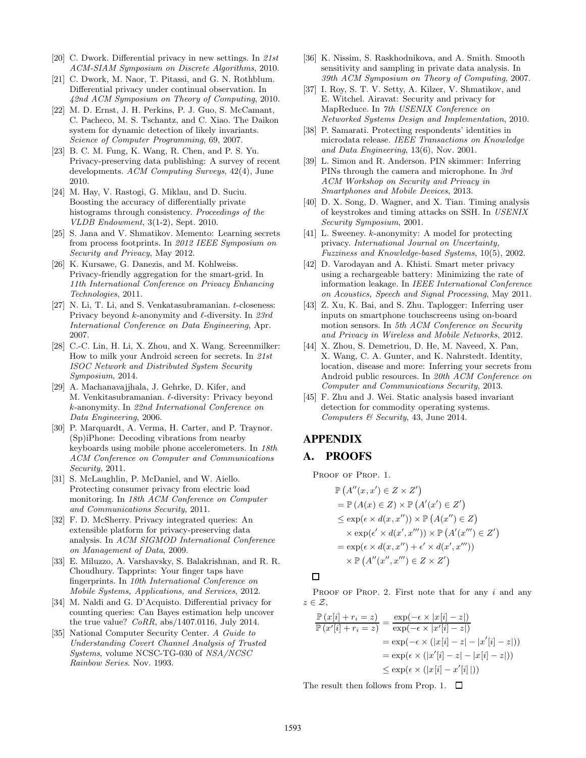[20] C. Dwork. Differential privacy in new settings. In *21st ACM-SIAM Symposium on Discrete Algorithms*, 2010.

[21] C. Dwork, M. Naor, T. Pitassi, and G. N. Rothblum. Differential privacy under continual observation. In *42nd ACM Symposium on Theory of Computing*, 2010.

[22] M. D. Ernst, J. H. Perkins, P. J. Guo, S. McCamant, C. Pacheco, M. S. Tschantz, and C. Xiao. The Daikon system for dynamic detection of likely invariants. *Science of Computer Programming*, 69, 2007.

[23] B. C. M. Fung, K. Wang, R. Chen, and P. S. Yu. Privacy-preserving data publishing: A survey of recent developments. *ACM Computing Surveys*, 42(4), June 2010.

[24] M. Hay, V. Rastogi, G. Miklau, and D. Suciu. Boosting the accuracy of differentially private histograms through consistency. *Proceedings of the VLDB Endowment*, 3(1-2), Sept. 2010.

[25] S. Jana and V. Shmatikov. Memento: Learning secrets from process footprints. In *2012 IEEE Symposium on Security and Privacy*, May 2012.

[26] K. Kursawe, G. Danezis, and M. Kohlweiss. Privacy-friendly aggregation for the smart-grid. In *11th International Conference on Privacy Enhancing Technologies*, 2011.

[27] N. Li, T. Li, and S. Venkatasubramanian. $t$-closeness: Privacy beyond $k$-anonymity and $\ell$-diversity. In *23rd International Conference on Data Engineering*, Apr. 2007.

[28] C.-C. Lin, H. Li, X. Zhou, and X. Wang. Screenmilker: How to milk your Android screen for secrets. In *21st ISOC Network and Distributed System Security Symposium*, 2014.

[29] A. Machanavajjhala, J. Gehrke, D. Kifer, and M. Venkitasubramanian. $\ell$-diversity: Privacy beyond $k$-anonymity. In *22nd International Conference on Data Engineering*, 2006.

[30] P. Marquardt, A. Verma, H. Carter, and P. Traynor. (Sp)iPhone: Decoding vibrations from nearby keyboards using mobile phone accelerometers. In *18th ACM Conference on Computer and Communications Security*, 2011.

[31] S. McLaughlin, P. McDaniel, and W. Aiello. Protecting consumer privacy from electric load monitoring. In *18th ACM Conference on Computer and Communications Security*, 2011.

[32] F. D. McSherry. Privacy integrated queries: An extensible platform for privacy-preserving data analysis. In *ACM SIGMOD International Conference on Management of Data*, 2009.

[33] E. Miluzzo, A. Varshavsky, S. Balakrishnan, and R. R. Choudhury. Tapprints: Your finger taps have fingerprints. In *10th International Conference on Mobile Systems, Applications, and Services*, 2012.

[34] M. Naldi and G. D'Acquisto. Differential privacy for counting queries: Can Bayes estimation help uncover the true value? *CoRR*, abs/1407.0116, July 2014.

[35] National Computer Security Center. *A Guide to Understanding Covert Channel Analysis of Trusted Systems*, volume NCSC-TG-030 of *NSA/NCSC Rainbow Series*. Nov. 1993.

[36] K. Nissim, S. Raskhodnikova, and A. Smith. Smooth sensitivity and sampling in private data analysis. In *39th ACM Symposium on Theory of Computing*, 2007.

[37] I. Roy, S. T. V. Setty, A. Kilzer, V. Shmatikov, and E. Witchel. Airavat: Security and privacy for MapReduce. In *7th USENIX Conference on Networked Systems Design and Implementation*, 2010.

[38] P. Samarati. Protecting respondents' identities in microdata release. *IEEE Transactions on Knowledge and Data Engineering*, 13(6), Nov. 2001.

[39] L. Simon and R. Anderson. PIN skimmer: Inferring PINs through the camera and microphone. In *3rd ACM Workshop on Security and Privacy in Smartphones and Mobile Devices*, 2013.

[40] D. X. Song, D. Wagner, and X. Tian. Timing analysis of keystrokes and timing attacks on SSH. In *USENIX Security Symposium*, 2001.

[41] L. Sweeney. $k$-anonymity: A model for protecting privacy. *International Journal on Uncertainty, Fuzziness and Knowledge-based Systems*, 10(5), 2002.

[42] D. Varodayan and A. Khisti. Smart meter privacy using a rechargeable battery: Minimizing the rate of information leakage. In *IEEE International Conference on Acoustics, Speech and Signal Processing*, May 2011.

[43] Z. Xu, K. Bai, and S. Zhu. Taplogger: Inferring user inputs on smartphone touchscreens using on-board motion sensors. In *5th ACM Conference on Security and Privacy in Wireless and Mobile Networks*, 2012.

[44] X. Zhou, S. Demetriou, D. He, M. Naveed, X. Pan, X. Wang, C. A. Gunter, and K. Nahrstedt. Identity, location, disease and more: Inferring your secrets from Android public resources. In *20th ACM Conference on Computer and Communications Security*, 2013.

[45] F. Zhu and J. Wei. Static analysis based invariant detection for commodity operating systems. *Computers & Security*, 43, June 2014.

# APPENDIX

## A. PROOFS

PROOF OF PROP. 1.

$$
\begin{aligned}
&\mathbb{P}\left(A''(x, x') \in Z \times Z'\right) \\
&= \mathbb{P}\left(A(x) \in Z\right) \times \mathbb{P}\left(A'(x') \in Z'\right) \\
&\leq \exp(\epsilon \times d(x, x'')) \times \mathbb{P}\left(A(x'') \in Z\right) \\
&\quad \times \exp(\epsilon' \times d(x', x''')) \times \mathbb{P}\left(A'(x''') \in Z'\right) \\
&= \exp(\epsilon \times d(x, x'') + \epsilon' \times d(x', x''')) \\
&\quad \times \mathbb{P}\left(A''(x'', x''') \in Z \times Z'\right)
\end{aligned}
$$

□

PROOF OF PROP. 2. First note that for any $i$ and any $z \in \mathcal{Z}$,

$$
\begin{aligned}
\frac{\mathbb{P}\left(x[i] + r_i = z\right)}{\mathbb{P}\left(x'[i] + r_i = z\right)} &= \frac{\exp(-\epsilon \times |x[i] - z|)}{\exp(-\epsilon \times |x'[i] - z|)} \\
&= \exp(-\epsilon \times (|x[i] - z| - |x'[i] - z|)) \\
&= \exp(\epsilon \times (|x'[i] - z| - |x[i] - z|)) \\
&\leq \exp(\epsilon \times (|x[i] - x'[i]|))
\end{aligned}
$$

The result then follows from Prop. 1. □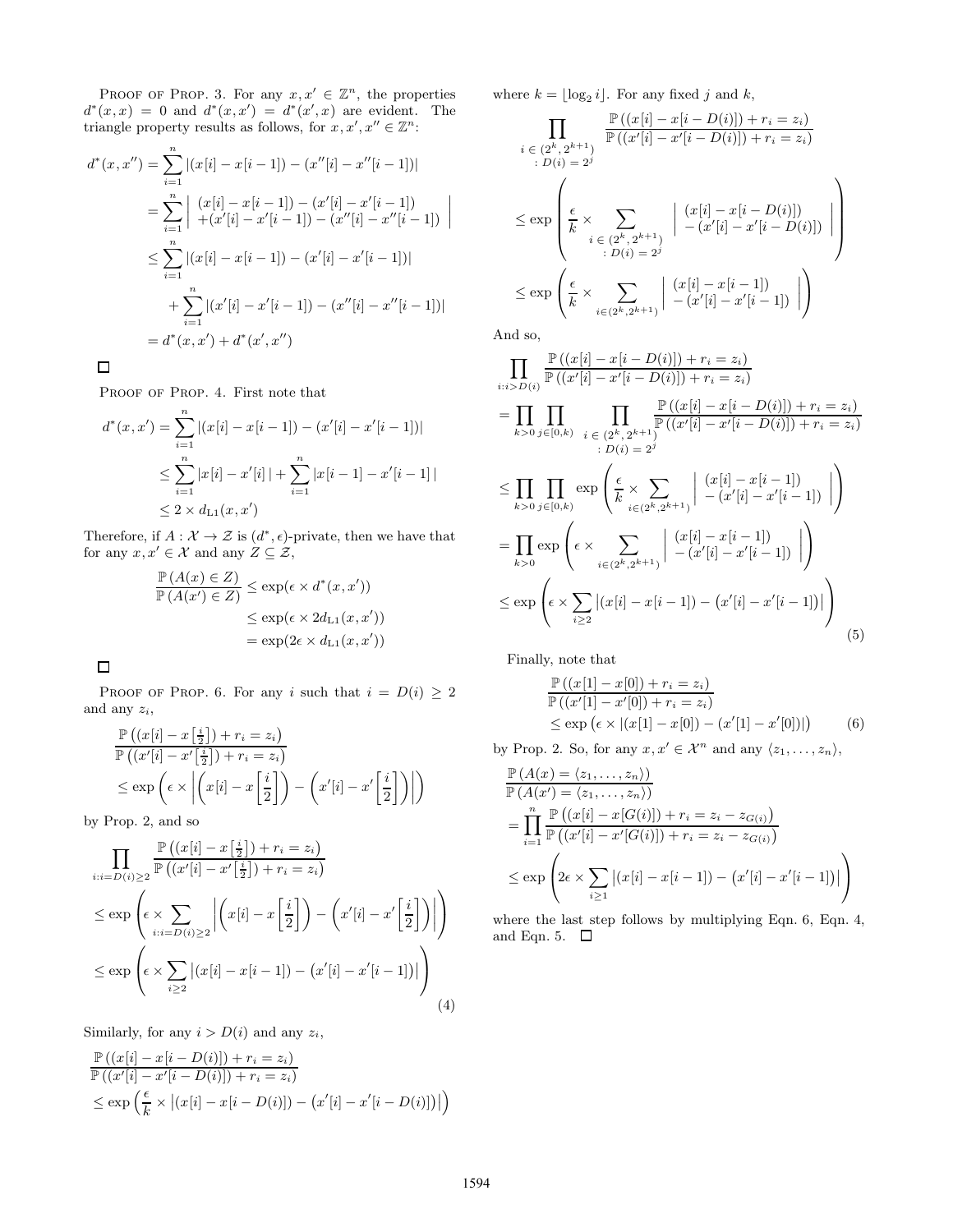PROOF OF PROP. 3. For any $x, x' \in \mathbb{Z}^n$, the properties $d^*(x,x) = 0$ and $d^*(x,x') = d^*(x',x)$ are evident. The triangle property results as follows, for $x, x', x'' \in \mathbb{Z}^n$:

$$
\begin{aligned}
d^*(x,x'') &= \sum_{i=1}^{n} |(x[i] - x[i-1]) - (x''[i] - x''[i-1])| \\
&= \sum_{i=1}^{n} \left| \begin{array}{c} (x[i] - x[i-1]) - (x'[i] - x'[i-1]) \\ +(x'[i] - x'[i-1]) - (x''[i] - x''[i-1]) \end{array} \right| \\
&\leq \sum_{i=1}^{n} |(x[i] - x[i-1]) - (x'[i] - x'[i-1])| \\
&\quad + \sum_{i=1}^{n} |(x'[i] - x'[i-1]) - (x''[i] - x''[i-1])| \\
&= d^*(x,x') + d^*(x',x'')
\end{aligned}
$$

□

PROOF OF PROP. 4. First note that

$$
\begin{aligned}
d^*(x,x') &= \sum_{i=1}^{n} |(x[i] - x[i-1]) - (x'[i] - x'[i-1])| \\
&\leq \sum_{i=1}^{n} |x[i] - x'[i]| + \sum_{i=1}^{n} |x[i-1] - x'[i-1]| \\
&\leq 2 \times d_{\mathrm{L1}}(x,x')
\end{aligned}
$$

Therefore, if $A : \mathcal{X} \to \mathcal{Z}$ is $(d^*, \epsilon)$-private, then we have that for any $x, x' \in \mathcal{X}$ and any $Z \subseteq \mathcal{Z}$,

$$
\begin{aligned}
\frac{\mathbb{P}(A(x) \in Z)}{\mathbb{P}(A(x') \in Z)} &\leq \exp(\epsilon \times d^*(x,x')) \\
&\leq \exp(\epsilon \times 2 d_{\mathrm{L1}}(x,x')) \\
&= \exp(2\epsilon \times d_{\mathrm{L1}}(x,x'))
\end{aligned}
$$

□

PROOF OF PROP. 6. For any $i$ such that $i = D(i) \geq 2$ and any $z_i$,

$$
\begin{aligned}
&\frac{\mathbb{P}\left((x[i] - x\left[\frac{i}{2}\right]) + r_i = z_i\right)}{\mathbb{P}\left((x'[i] - x'\left[\frac{i}{2}\right]) + r_i = z_i\right)} \\
&\leq \exp\left(\epsilon \times \left| \left(x[i] - x\left[\frac{i}{2}\right]\right) - \left(x'[i] - x'\left[\frac{i}{2}\right]\right) \right| \right)
\end{aligned}
$$

by Prop. 2, and so

$$
\begin{aligned}
&\prod_{i : i = D(i) \geq 2} \frac{\mathbb{P}\left((x[i] - x\left[\frac{i}{2}\right]) + r_i = z_i\right)}{\mathbb{P}\left((x'[i] - x'\left[\frac{i}{2}\right]) + r_i = z_i\right)} \\
&\leq \exp\left(\epsilon \times \sum_{i : i = D(i) \geq 2} \left| \left(x[i] - x\left[\frac{i}{2}\right]\right) - \left(x'[i] - x'\left[\frac{i}{2}\right]\right) \right| \right) \\
&\leq \exp\left(\epsilon \times \sum_{i \geq 2} \left| (x[i] - x[i-1]) - (x'[i] - x'[i-1]) \right| \right)
\end{aligned} \tag{4}
$$

Similarly, for any $i > D(i)$ and any $z_i$,

$$
\begin{aligned}
&\frac{\mathbb{P}((x[i] - x[i - D(i)]) + r_i = z_i)}{\mathbb{P}((x'[i] - x'[i - D(i)]) + r_i = z_i)} \\
&\leq \exp\left(\frac{\epsilon}{k} \times \left| (x[i] - x[i - D(i)]) - (x'[i] - x'[i - D(i)]) \right| \right)
\end{aligned}
$$

where $k = \lfloor \log_2 i \rfloor$. For any fixed $j$ and $k$,

$$
\begin{aligned}
&\prod_{\substack{i \in (2^k, 2^{k+1}) \\ : D(i) = 2^j}} \frac{\mathbb{P}((x[i] - x[i - D(i)]) + r_i = z_i)}{\mathbb{P}((x'[i] - x'[i - D(i)]) + r_i = z_i)} \\
&\leq \exp\left(\frac{\epsilon}{k} \times \sum_{\substack{i \in (2^k, 2^{k+1}) \\ : D(i) = 2^j}} \left| \begin{array}{c} (x[i] - x[i - D(i)]) \\ -(x'[i] - x'[i - D(i)]) \end{array} \right| \right) \\
&\leq \exp\left(\frac{\epsilon}{k} \times \sum_{i \in (2^k, 2^{k+1})} \left| \begin{array}{c} (x[i] - x[i-1]) \\ -(x'[i] - x'[i-1]) \end{array} \right| \right)
\end{aligned}
$$

And so,

$$
\begin{aligned}
&\prod_{i : i > D(i)} \frac{\mathbb{P}((x[i] - x[i - D(i)]) + r_i = z_i)}{\mathbb{P}((x'[i] - x'[i - D(i)]) + r_i = z_i)} \\
&= \prod_{k > 0} \prod_{j \in [0,k)} \prod_{\substack{i \in (2^k, 2^{k+1}) \\ : D(i) = 2^j}} \frac{\mathbb{P}((x[i] - x[i - D(i)]) + r_i = z_i)}{\mathbb{P}((x'[i] - x'[i - D(i)]) + r_i = z_i)} \\
&\leq \prod_{k > 0} \prod_{j \in [0,k)} \exp\left(\frac{\epsilon}{k} \times \sum_{i \in (2^k, 2^{k+1})} \left| \begin{array}{c} (x[i] - x[i-1]) \\ -(x'[i] - x'[i-1]) \end{array} \right| \right) \\
&= \prod_{k > 0} \exp\left(\epsilon \times \sum_{i \in (2^k, 2^{k+1})} \left| \begin{array}{c} (x[i] - x[i-1]) \\ -(x'[i] - x'[i-1]) \end{array} \right| \right) \\
&\leq \exp\left(\epsilon \times \sum_{i \geq 2} \left| (x[i] - x[i-1]) - (x'[i] - x'[i-1]) \right| \right)
\end{aligned} \tag{5}
$$

Finally, note that

$$
\begin{aligned}
&\frac{\mathbb{P}((x[1] - x[0]) + r_i = z_i)}{\mathbb{P}((x'[1] - x'[0]) + r_i = z_i)} \\
&\leq \exp\left(\epsilon \times |(x[1] - x[0]) - (x'[1] - x'[0])|\right)
\end{aligned} \tag{6}
$$

by Prop. 2. So, for any $x, x' \in \mathcal{X}^n$ and any $\langle z_1, \ldots, z_n \rangle$,

$$
\begin{aligned}
&\frac{\mathbb{P}(A(x) = \langle z_1, \ldots, z_n \rangle)}{\mathbb{P}(A(x') = \langle z_1, \ldots, z_n \rangle)} \\
&= \prod_{i=1}^{n} \frac{\mathbb{P}\left((x[i] - x[G(i)]) + r_i = z_i - z_{G(i)}\right)}{\mathbb{P}\left((x'[i] - x'[G(i)]) + r_i = z_i - z_{G(i)}\right)} \\
&\leq \exp\left(2\epsilon \times \sum_{i \geq 1} \left| (x[i] - x[i-1]) - (x'[i] - x'[i-1]) \right| \right)
\end{aligned}
$$

where the last step follows by multiplying Eqn. 6, Eqn. 4, and Eqn. 5. □